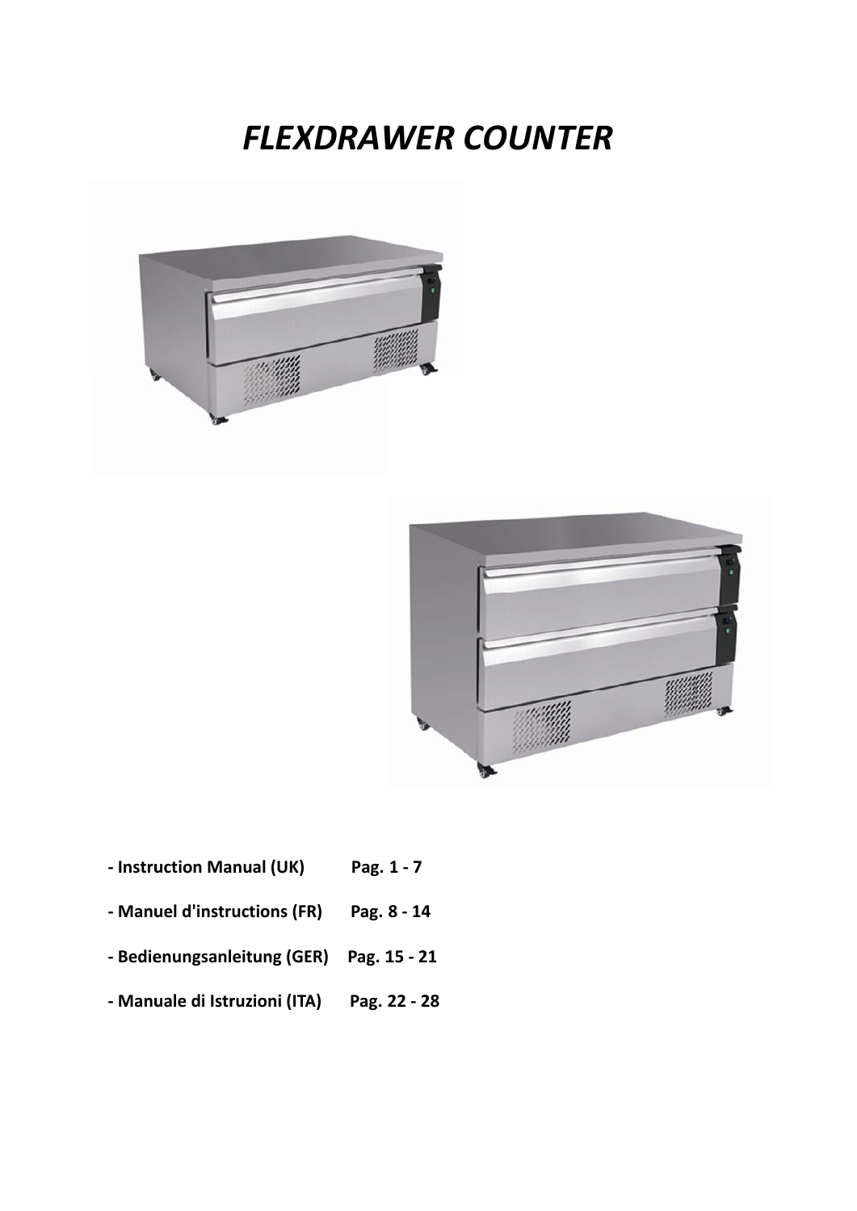# *FLEXDRAWER COUNTER*

- **Instruction Manual (UK)        Pag. 1 - 7**
- **Manuel d'instructions (FR)      Pag. 8 - 14**
- **Bedienungsanleitung (GER)    Pag. 15 - 21**
- **Manuale di Istruzioni (ITA)      Pag. 22 - 28**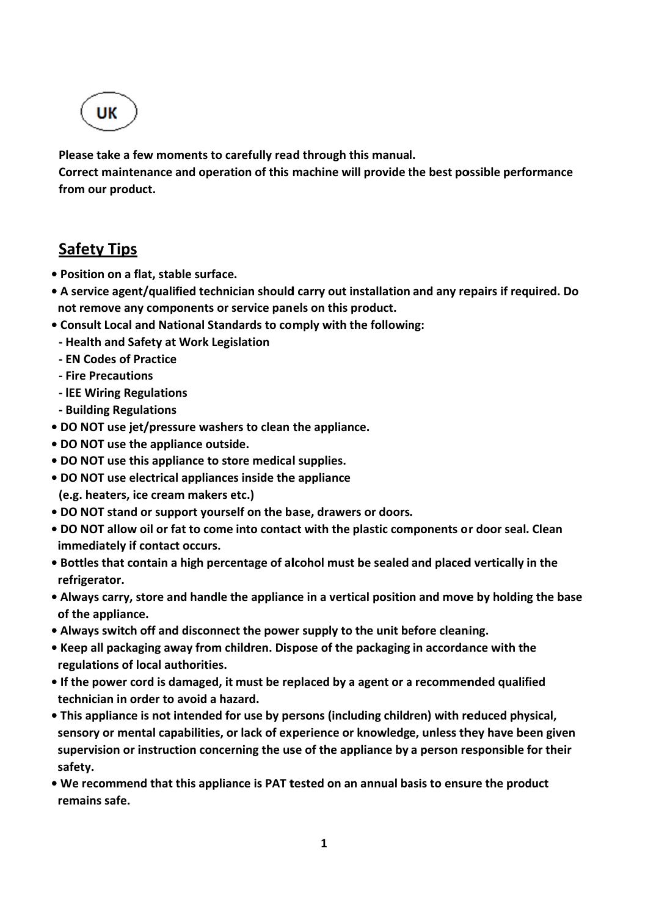UK

**Please take a few moments to carefully read through this manual.**
**Correct maintenance and operation of this machine will provide the best possible performance from our product.**

## Safety Tips

- **Position on a flat, stable surface.**
- **A service agent/qualified technician should carry out installation and any repairs if required. Do not remove any components or service panels on this product.**
- **Consult Local and National Standards to comply with the following:**
  - **Health and Safety at Work Legislation**
  - **EN Codes of Practice**
  - **Fire Precautions**
  - **lEE Wiring Regulations**
  - **Building Regulations**
- **DO NOT use jet/pressure washers to clean the appliance.**
- **DO NOT use the appliance outside.**
- **DO NOT use this appliance to store medical supplies.**
- **DO NOT use electrical appliances inside the appliance (e.g. heaters, ice cream makers etc.)**
- **DO NOT stand or support yourself on the base, drawers or doors.**
- **DO NOT allow oil or fat to come into contact with the plastic components or door seal. Clean immediately if contact occurs.**
- **Bottles that contain a high percentage of alcohol must be sealed and placed vertically in the refrigerator.**
- **Always carry, store and handle the appliance in a vertical position and move by holding the base of the appliance.**
- **Always switch off and disconnect the power supply to the unit before cleaning.**
- **Keep all packaging away from children. Dispose of the packaging in accordance with the regulations of local authorities.**
- **If the power cord is damaged, it must be replaced by a agent or a recommended qualified technician in order to avoid a hazard.**
- **This appliance is not intended for use by persons (including children) with reduced physical, sensory or mental capabilities, or lack of experience or knowledge, unless they have been given supervision or instruction concerning the use of the appliance by a person responsible for their safety.**
- **We recommend that this appliance is PAT tested on an annual basis to ensure the product remains safe.**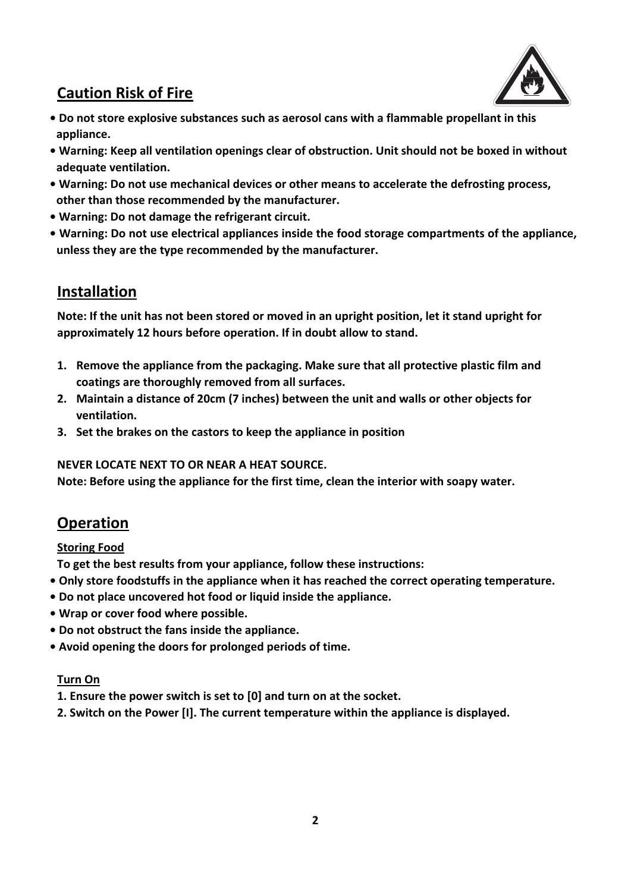## Caution Risk of Fire

- **Do not store explosive substances such as aerosol cans with a flammable propellant in this appliance.**
- **Warning: Keep all ventilation openings clear of obstruction. Unit should not be boxed in without adequate ventilation.**
- **Warning: Do not use mechanical devices or other means to accelerate the defrosting process, other than those recommended by the manufacturer.**
- **Warning: Do not damage the refrigerant circuit.**
- **Warning: Do not use electrical appliances inside the food storage compartments of the appliance, unless they are the type recommended by the manufacturer.**

## Installation

**Note: If the unit has not been stored or moved in an upright position, let it stand upright for approximately 12 hours before operation. If in doubt allow to stand.**

1. **Remove the appliance from the packaging. Make sure that all protective plastic film and coatings are thoroughly removed from all surfaces.**
2. **Maintain a distance of 20cm (7 inches) between the unit and walls or other objects for ventilation.**
3. **Set the brakes on the castors to keep the appliance in position**

**NEVER LOCATE NEXT TO OR NEAR A HEAT SOURCE.**
**Note: Before using the appliance for the first time, clean the interior with soapy water.**

## Operation

### Storing Food

**To get the best results from your appliance, follow these instructions:**

- **Only store foodstuffs in the appliance when it has reached the correct operating temperature.**
- **Do not place uncovered hot food or liquid inside the appliance.**
- **Wrap or cover food where possible.**
- **Do not obstruct the fans inside the appliance.**
- **Avoid opening the doors for prolonged periods of time.**

### Turn On

1. **Ensure the power switch is set to [0] and turn on at the socket.**
2. **Switch on the Power [I]. The current temperature within the appliance is displayed.**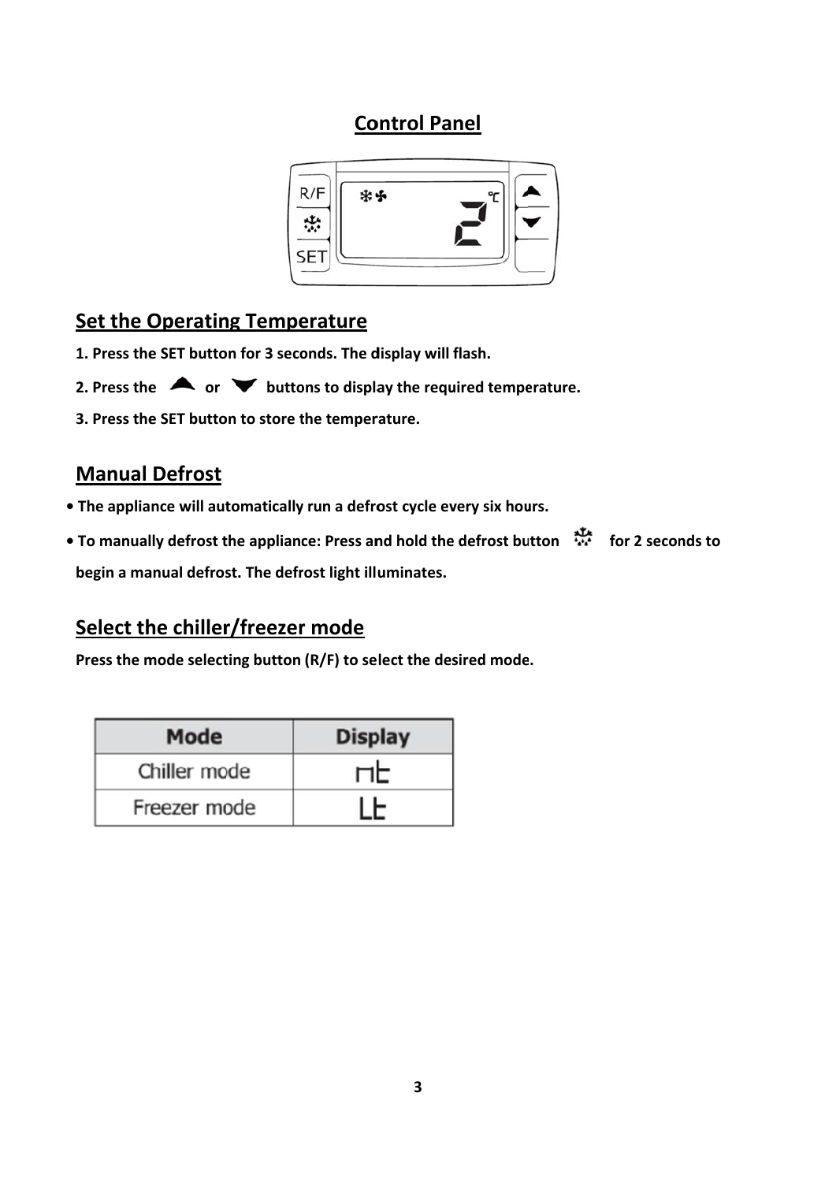# Control Panel

## Set the Operating Temperature

1. Press the SET button for 3 seconds. The display will flash.
2. Press the ▲ or ▼ buttons to display the required temperature.
3. Press the SET button to store the temperature.

## Manual Defrost

- The appliance will automatically run a defrost cycle every six hours.
- To manually defrost the appliance: Press and hold the defrost button for 2 seconds to begin a manual defrost. The defrost light illuminates.

## Select the chiller/freezer mode

Press the mode selecting button (R/F) to select the desired mode.

| Mode | Display |
| --- | --- |
| Chiller mode | nt |
| Freezer mode | Lt |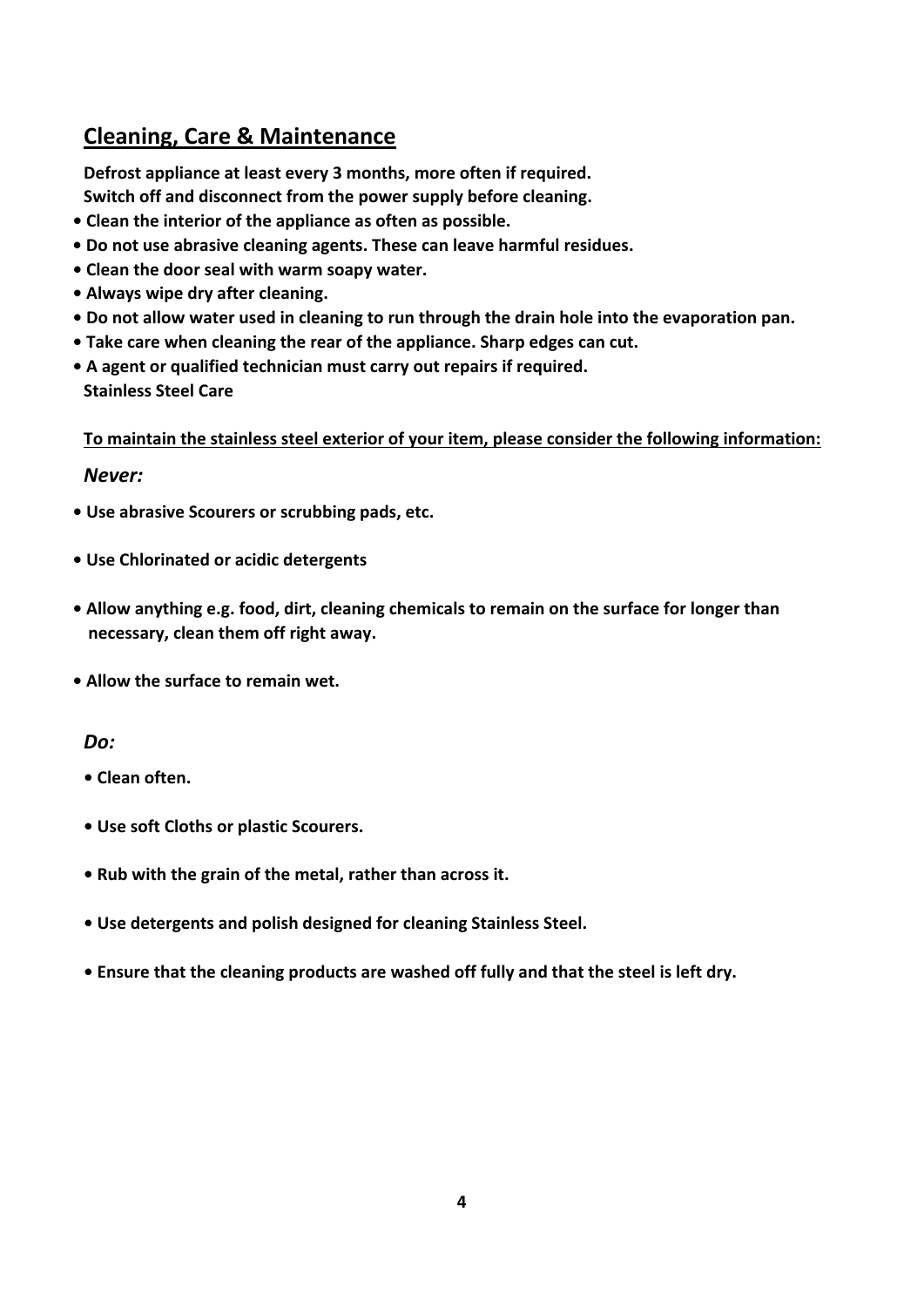## Cleaning, Care & Maintenance

**Defrost appliance at least every 3 months, more often if required.**
**Switch off and disconnect from the power supply before cleaning.**

- **Clean the interior of the appliance as often as possible.**
- **Do not use abrasive cleaning agents. These can leave harmful residues.**
- **Clean the door seal with warm soapy water.**
- **Always wipe dry after cleaning.**
- **Do not allow water used in cleaning to run through the drain hole into the evaporation pan.**
- **Take care when cleaning the rear of the appliance. Sharp edges can cut.**
- **A agent or qualified technician must carry out repairs if required.**

**Stainless Steel Care**

**To maintain the stainless steel exterior of your item, please consider the following information:**

***Never:***

- **Use abrasive Scourers or scrubbing pads, etc.**
- **Use Chlorinated or acidic detergents**
- **Allow anything e.g. food, dirt, cleaning chemicals to remain on the surface for longer than necessary, clean them off right away.**
- **Allow the surface to remain wet.**

***Do:***

- **Clean often.**
- **Use soft Cloths or plastic Scourers.**
- **Rub with the grain of the metal, rather than across it.**
- **Use detergents and polish designed for cleaning Stainless Steel.**
- **Ensure that the cleaning products are washed off fully and that the steel is left dry.**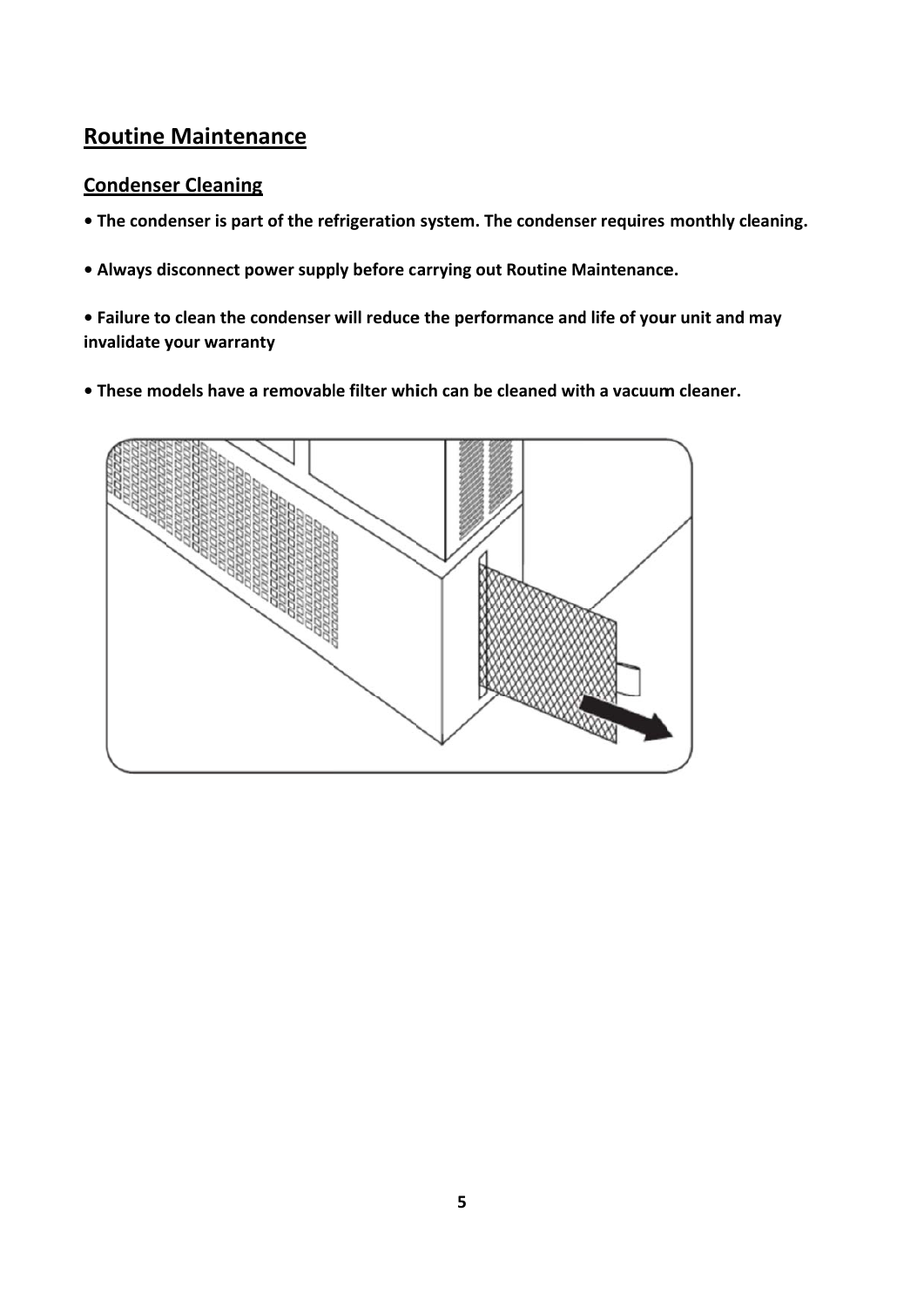## Routine Maintenance

### Condenser Cleaning

- **The condenser is part of the refrigeration system. The condenser requires monthly cleaning.**
- **Always disconnect power supply before carrying out Routine Maintenance.**
- **Failure to clean the condenser will reduce the performance and life of your unit and may invalidate your warranty**
- **These models have a removable filter which can be cleaned with a vacuum cleaner.**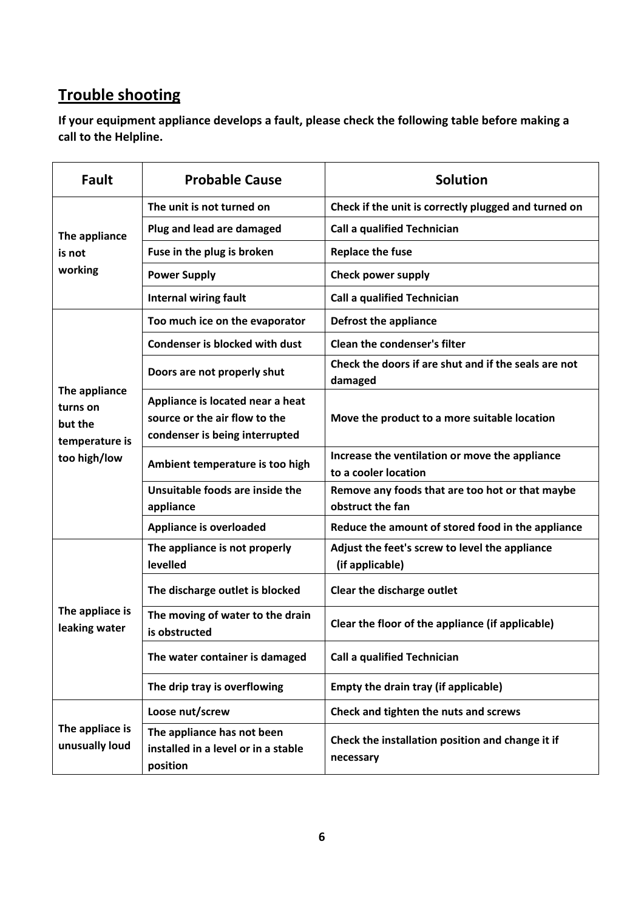## Trouble shooting

**If your equipment appliance develops a fault, please check the following table before making a call to the Helpline.**

| Fault | Probable Cause | Solution |
|---|---|---|
| The appliance is not working | The unit is not turned on | Check if the unit is correctly plugged and turned on |
| | Plug and lead are damaged | Call a qualified Technician |
| | Fuse in the plug is broken | Replace the fuse |
| | Power Supply | Check power supply |
| | Internal wiring fault | Call a qualified Technician |
| The appliance turns on but the temperature is too high/low | Too much ice on the evaporator | Defrost the appliance |
| | Condenser is blocked with dust | Clean the condenser's filter |
| | Doors are not properly shut | Check the doors if are shut and if the seals are not damaged |
| | Appliance is located near a heat source or the air flow to the condenser is being interrupted | Move the product to a more suitable location |
| | Ambient temperature is too high | Increase the ventilation or move the appliance to a cooler location |
| | Unsuitable foods are inside the appliance | Remove any foods that are too hot or that maybe obstruct the fan |
| | Appliance is overloaded | Reduce the amount of stored food in the appliance |
| The appliace is leaking water | The appliance is not properly levelled | Adjust the feet's screw to level the appliance (if applicable) |
| | The discharge outlet is blocked | Clear the discharge outlet |
| | The moving of water to the drain is obstructed | Clear the floor of the appliance (if applicable) |
| | The water container is damaged | Call a qualified Technician |
| | The drip tray is overflowing | Empty the drain tray (if applicable) |
| The appliace is unusually loud | Loose nut/screw | Check and tighten the nuts and screws |
| | The appliance has not been installed in a level or in a stable position | Check the installation position and change it if necessary |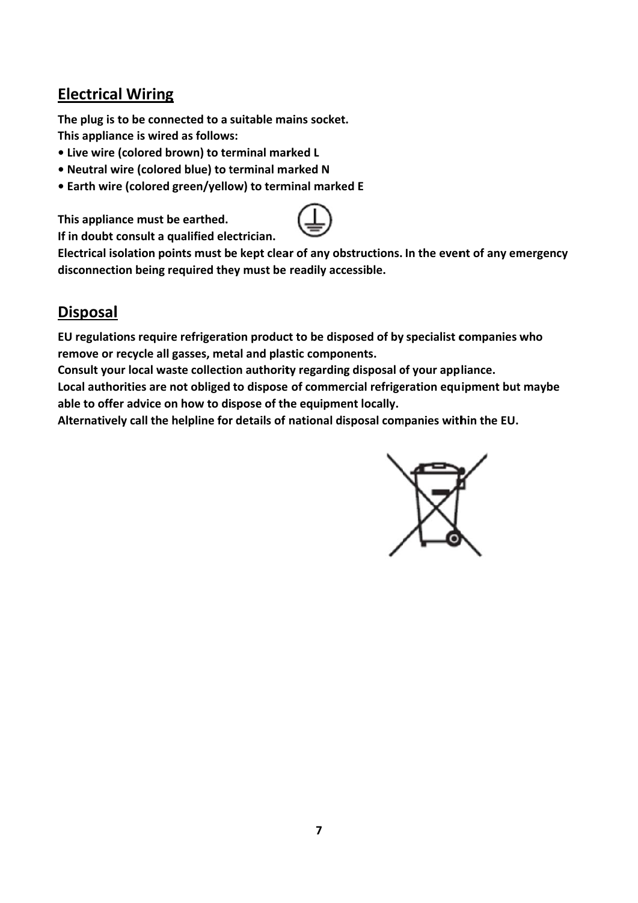## Electrical Wiring

**The plug is to be connected to a suitable mains socket.**
**This appliance is wired as follows:**

- **Live wire (colored brown) to terminal marked L**
- **Neutral wire (colored blue) to terminal marked N**
- **Earth wire (colored green/yellow) to terminal marked E**

**This appliance must be earthed.**
**If in doubt consult a qualified electrician.**
**Electrical isolation points must be kept clear of any obstructions. In the event of any emergency disconnection being required they must be readily accessible.**

## Disposal

**EU regulations require refrigeration product to be disposed of by specialist companies who remove or recycle all gasses, metal and plastic components.**
**Consult your local waste collection authority regarding disposal of your appliance.**
**Local authorities are not obliged to dispose of commercial refrigeration equipment but maybe able to offer advice on how to dispose of the equipment locally.**
**Alternatively call the helpline for details of national disposal companies within the EU.**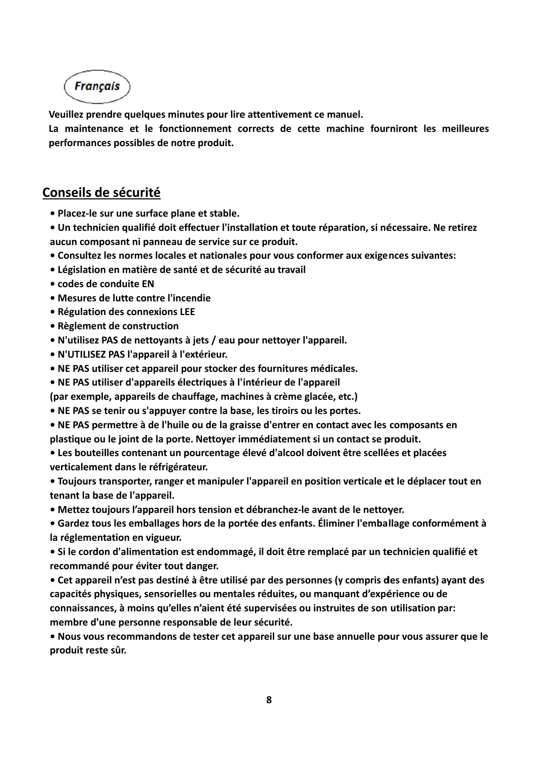Français

**Veuillez prendre quelques minutes pour lire attentivement ce manuel.**
**La maintenance et le fonctionnement corrects de cette machine fourniront les meilleures performances possibles de notre produit.**

## Conseils de sécurité

- **Placez-le sur une surface plane et stable.**
- **Un technicien qualifié doit effectuer l'installation et toute réparation, si nécessaire. Ne retirez aucun composant ni panneau de service sur ce produit.**
- **Consultez les normes locales et nationales pour vous conformer aux exigences suivantes:**
- **Législation en matière de santé et de sécurité au travail**
- **codes de conduite EN**
- **Mesures de lutte contre l'incendie**
- **Régulation des connexions LEE**
- **Règlement de construction**
- **N'utilisez PAS de nettoyants à jets / eau pour nettoyer l'appareil.**
- **N'UTILISEZ PAS l'appareil à l'extérieur.**
- **NE PAS utiliser cet appareil pour stocker des fournitures médicales.**
- **NE PAS utiliser d'appareils électriques à l'intérieur de l'appareil (par exemple, appareils de chauffage, machines à crème glacée, etc.)**
- **NE PAS se tenir ou s'appuyer contre la base, les tiroirs ou les portes.**
- **NE PAS permettre à de l'huile ou de la graisse d'entrer en contact avec les composants en plastique ou le joint de la porte. Nettoyer immédiatement si un contact se produit.**
- **Les bouteilles contenant un pourcentage élevé d'alcool doivent être scellées et placées verticalement dans le réfrigérateur.**
- **Toujours transporter, ranger et manipuler l'appareil en position verticale et le déplacer tout en tenant la base de l'appareil.**
- **Mettez toujours l'appareil hors tension et débranchez-le avant de le nettoyer.**
- **Gardez tous les emballages hors de la portée des enfants. Éliminer l'emballage conformément à la réglementation en vigueur.**
- **Si le cordon d'alimentation est endommagé, il doit être remplacé par un technicien qualifié et recommandé pour éviter tout danger.**
- **Cet appareil n'est pas destiné à être utilisé par des personnes (y compris des enfants) ayant des capacités physiques, sensorielles ou mentales réduites, ou manquant d'expérience ou de connaissances, à moins qu'elles n'aient été supervisées ou instruites de son utilisation par: membre d'une personne responsable de leur sécurité.**
- **Nous vous recommandons de tester cet appareil sur une base annuelle pour vous assurer que le produit reste sûr.**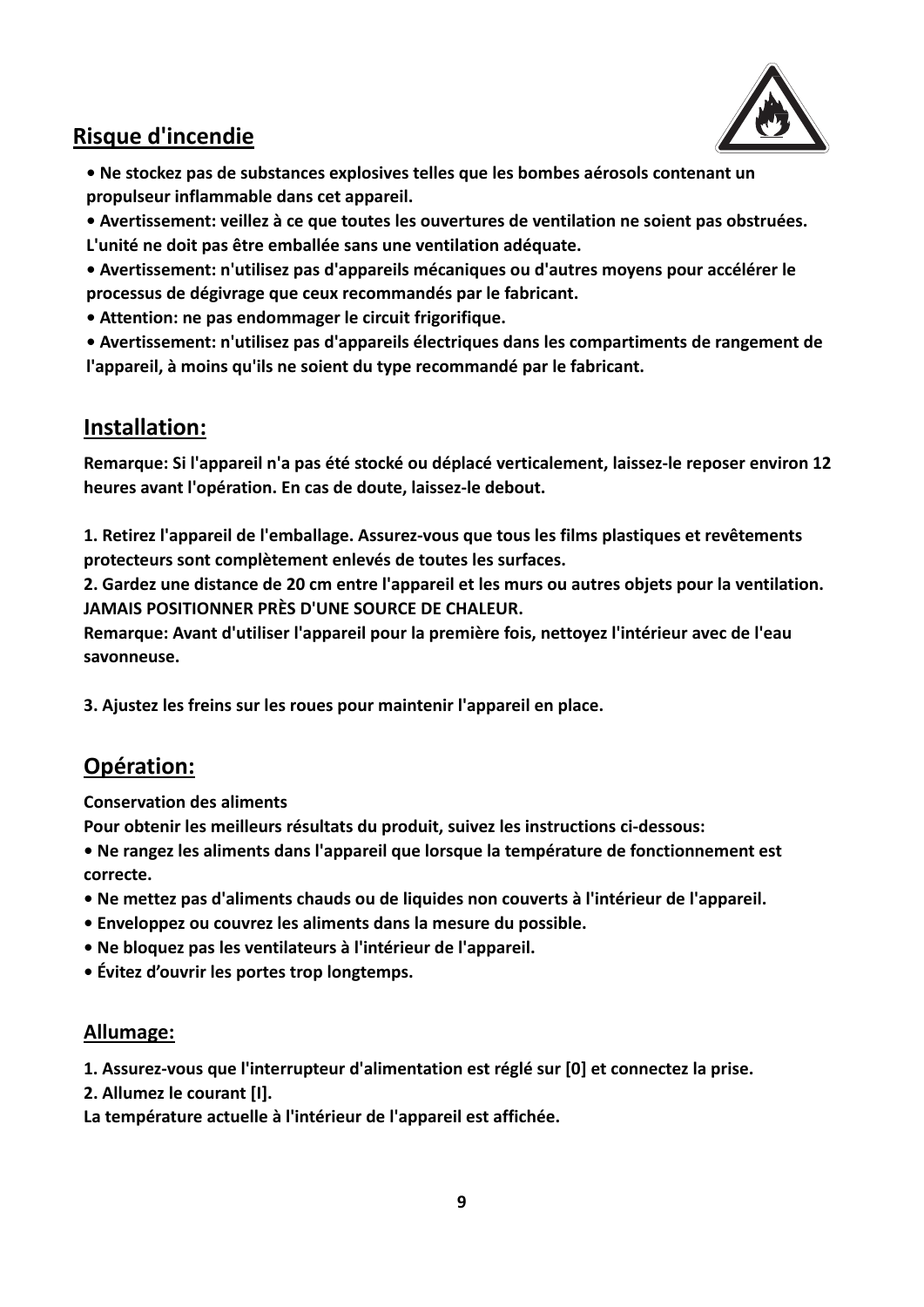## Risque d'incendie

- **Ne stockez pas de substances explosives telles que les bombes aérosols contenant un propulseur inflammable dans cet appareil.**
- **Avertissement: veillez à ce que toutes les ouvertures de ventilation ne soient pas obstruées. L'unité ne doit pas être emballée sans une ventilation adéquate.**
- **Avertissement: n'utilisez pas d'appareils mécaniques ou d'autres moyens pour accélérer le processus de dégivrage que ceux recommandés par le fabricant.**
- **Attention: ne pas endommager le circuit frigorifique.**
- **Avertissement: n'utilisez pas d'appareils électriques dans les compartiments de rangement de l'appareil, à moins qu'ils ne soient du type recommandé par le fabricant.**

## Installation:

**Remarque: Si l'appareil n'a pas été stocké ou déplacé verticalement, laissez-le reposer environ 12 heures avant l'opération. En cas de doute, laissez-le debout.**

**1. Retirez l'appareil de l'emballage. Assurez-vous que tous les films plastiques et revêtements protecteurs sont complètement enlevés de toutes les surfaces.**
**2. Gardez une distance de 20 cm entre l'appareil et les murs ou autres objets pour la ventilation. JAMAIS POSITIONNER PRÈS D'UNE SOURCE DE CHALEUR.**
**Remarque: Avant d'utiliser l'appareil pour la première fois, nettoyez l'intérieur avec de l'eau savonneuse.**

**3. Ajustez les freins sur les roues pour maintenir l'appareil en place.**

## Opération:

**Conservation des aliments**
**Pour obtenir les meilleurs résultats du produit, suivez les instructions ci-dessous:**

- **Ne rangez les aliments dans l'appareil que lorsque la température de fonctionnement est correcte.**
- **Ne mettez pas d'aliments chauds ou de liquides non couverts à l'intérieur de l'appareil.**
- **Enveloppez ou couvrez les aliments dans la mesure du possible.**
- **Ne bloquez pas les ventilateurs à l'intérieur de l'appareil.**
- **Évitez d'ouvrir les portes trop longtemps.**

### Allumage:

**1. Assurez-vous que l'interrupteur d'alimentation est réglé sur [0] et connectez la prise.**
**2. Allumez le courant [I].**
**La température actuelle à l'intérieur de l'appareil est affichée.**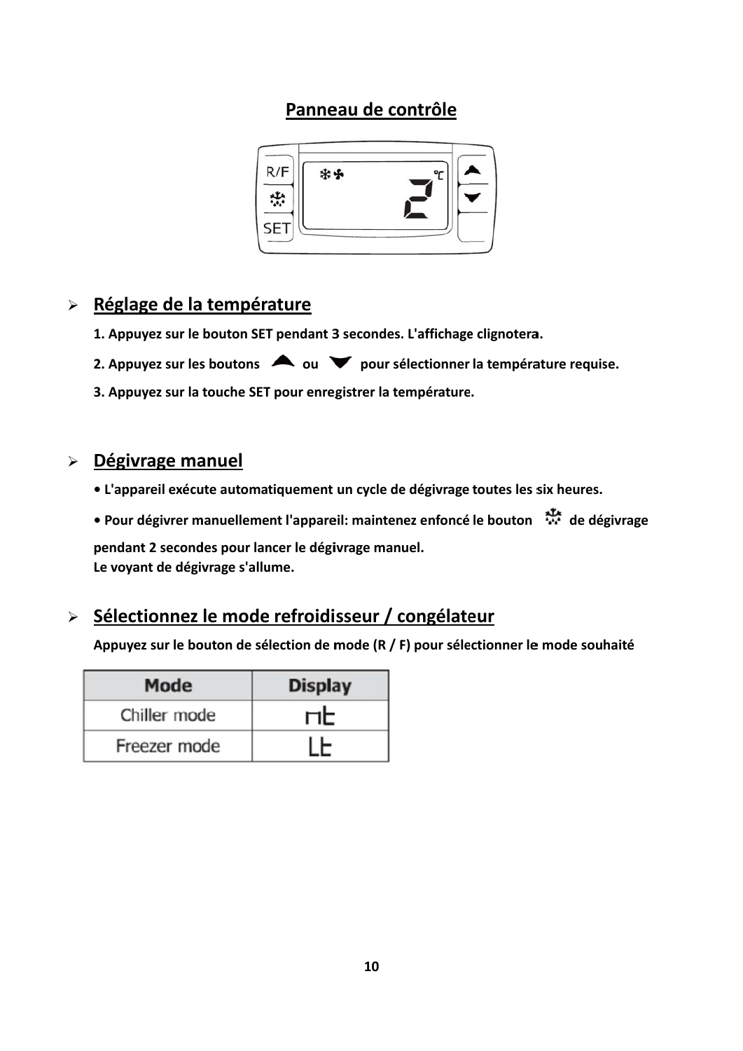# Panneau de contrôle

## Réglage de la température

1. Appuyez sur le bouton SET pendant 3 secondes. L'affichage clignotera.
2. Appuyez sur les boutons ▲ ou ▼ pour sélectionner la température requise.
3. Appuyez sur la touche SET pour enregistrer la température.

## Dégivrage manuel

- L'appareil exécute automatiquement un cycle de dégivrage toutes les six heures.
- Pour dégivrer manuellement l'appareil: maintenez enfoncé le bouton de dégivrage pendant 2 secondes pour lancer le dégivrage manuel.

Le voyant de dégivrage s'allume.

## Sélectionnez le mode refroidisseur / congélateur

Appuyez sur le bouton de sélection de mode (R / F) pour sélectionner le mode souhaité

| Mode | Display |
| --- | --- |
| Chiller mode | nt |
| Freezer mode | Lt |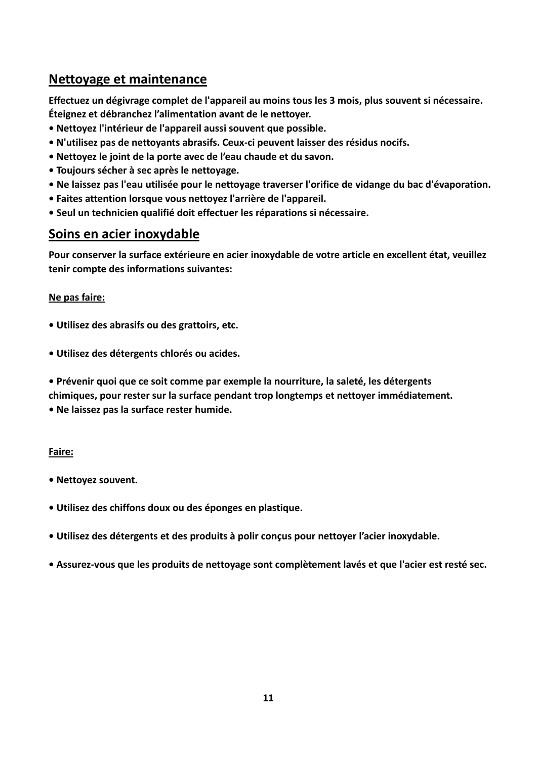## Nettoyage et maintenance

**Effectuez un dégivrage complet de l'appareil au moins tous les 3 mois, plus souvent si nécessaire. Éteignez et débranchez l'alimentation avant de le nettoyer.**

- **Nettoyez l'intérieur de l'appareil aussi souvent que possible.**
- **N'utilisez pas de nettoyants abrasifs. Ceux-ci peuvent laisser des résidus nocifs.**
- **Nettoyez le joint de la porte avec de l'eau chaude et du savon.**
- **Toujours sécher à sec après le nettoyage.**
- **Ne laissez pas l'eau utilisée pour le nettoyage traverser l'orifice de vidange du bac d'évaporation.**
- **Faites attention lorsque vous nettoyez l'arrière de l'appareil.**
- **Seul un technicien qualifié doit effectuer les réparations si nécessaire.**

## Soins en acier inoxydable

**Pour conserver la surface extérieure en acier inoxydable de votre article en excellent état, veuillez tenir compte des informations suivantes:**

**Ne pas faire:**

- **Utilisez des abrasifs ou des grattoirs, etc.**
- **Utilisez des détergents chlorés ou acides.**
- **Prévenir quoi que ce soit comme par exemple la nourriture, la saleté, les détergents chimiques, pour rester sur la surface pendant trop longtemps et nettoyer immédiatement.**
- **Ne laissez pas la surface rester humide.**

**Faire:**

- **Nettoyez souvent.**
- **Utilisez des chiffons doux ou des éponges en plastique.**
- **Utilisez des détergents et des produits à polir conçus pour nettoyer l'acier inoxydable.**
- **Assurez-vous que les produits de nettoyage sont complètement lavés et que l'acier est resté sec.**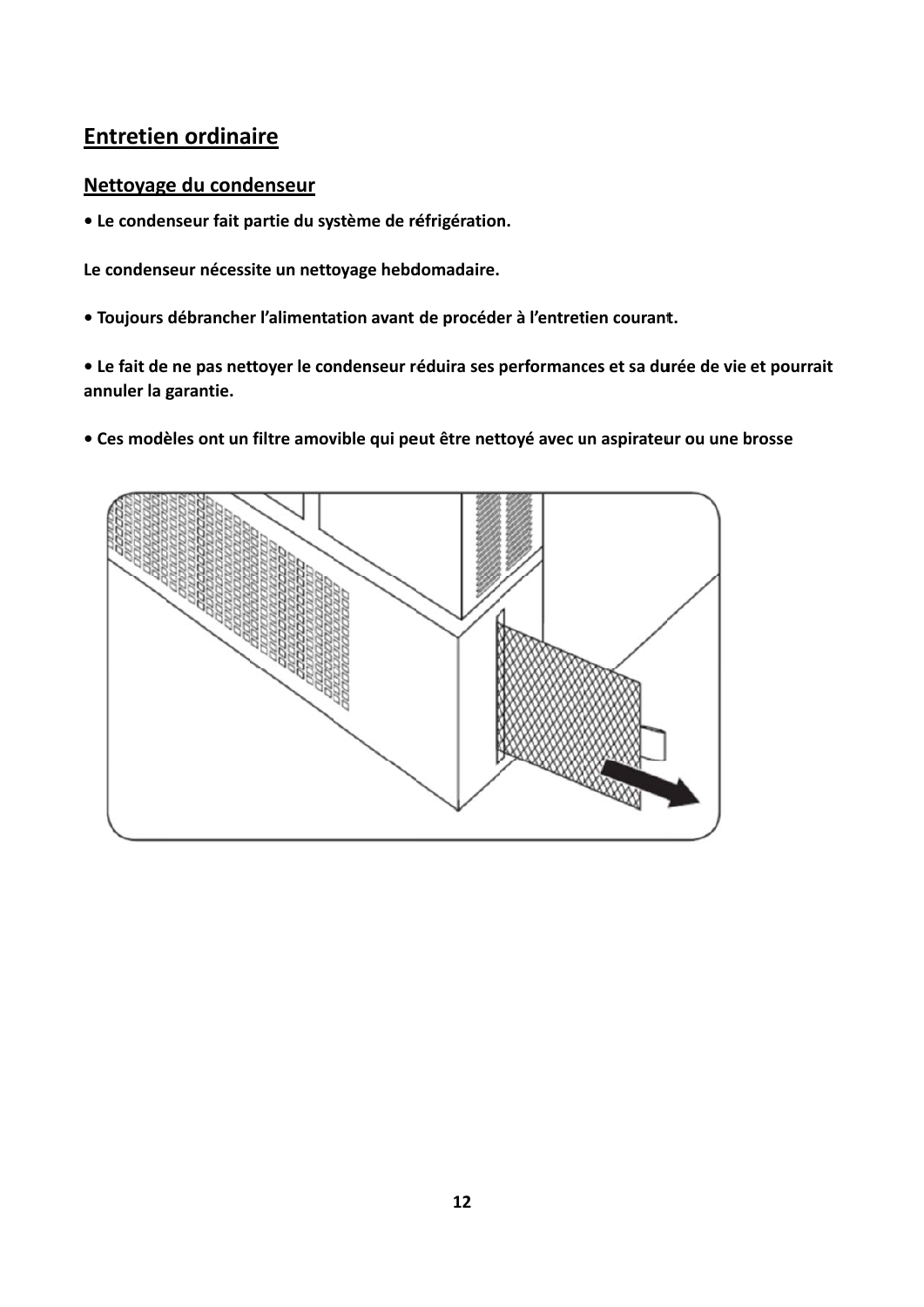# Entretien ordinaire

## Nettoyage du condenseur

**• Le condenseur fait partie du système de réfrigération.**

**Le condenseur nécessite un nettoyage hebdomadaire.**

**• Toujours débrancher l'alimentation avant de procéder à l'entretien courant.**

**• Le fait de ne pas nettoyer le condenseur réduira ses performances et sa durée de vie et pourrait annuler la garantie.**

**• Ces modèles ont un filtre amovible qui peut être nettoyé avec un aspirateur ou une brosse**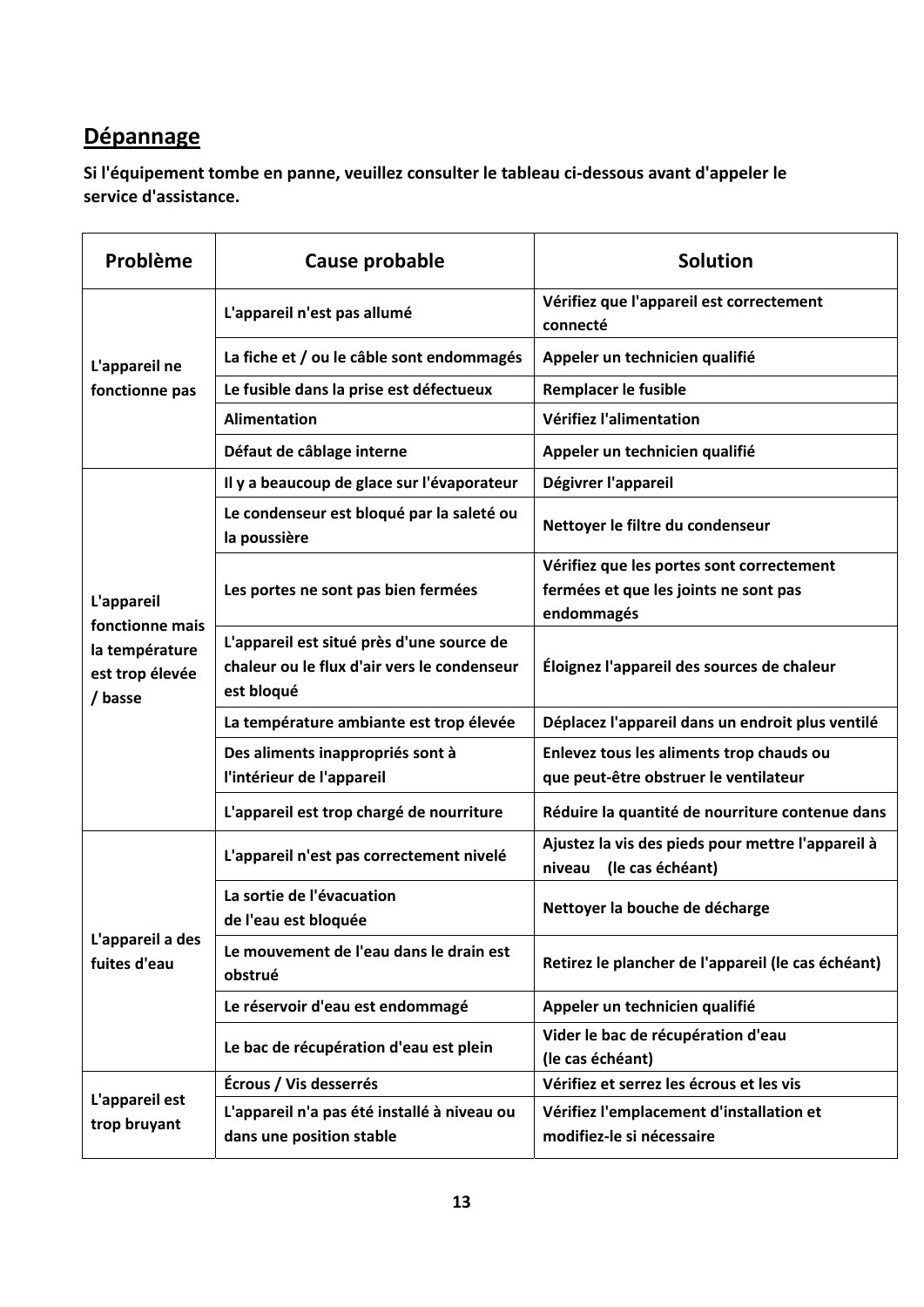## Dépannage

**Si l'équipement tombe en panne, veuillez consulter le tableau ci-dessous avant d'appeler le service d'assistance.**

| Problème | Cause probable | Solution |
|---|---|---|
| L'appareil ne fonctionne pas | L'appareil n'est pas allumé | Vérifiez que l'appareil est correctement connecté |
| | La fiche et / ou le câble sont endommagés | Appeler un technicien qualifié |
| | Le fusible dans la prise est défectueux | Remplacer le fusible |
| | Alimentation | Vérifiez l'alimentation |
| | Défaut de câblage interne | Appeler un technicien qualifié |
| L'appareil fonctionne mais la température est trop élevée / basse | Il y a beaucoup de glace sur l'évaporateur | Dégivrer l'appareil |
| | Le condenseur est bloqué par la saleté ou la poussière | Nettoyer le filtre du condenseur |
| | Les portes ne sont pas bien fermées | Vérifiez que les portes sont correctement fermées et que les joints ne sont pas endommagés |
| | L'appareil est situé près d'une source de chaleur ou le flux d'air vers le condenseur est bloqué | Éloignez l'appareil des sources de chaleur |
| | La température ambiante est trop élevée | Déplacez l'appareil dans un endroit plus ventilé |
| | Des aliments inappropriés sont à l'intérieur de l'appareil | Enlevez tous les aliments trop chauds ou que peut-être obstruer le ventilateur |
| | L'appareil est trop chargé de nourriture | Réduire la quantité de nourriture contenue dans |
| L'appareil a des fuites d'eau | L'appareil n'est pas correctement nivelé | Ajustez la vis des pieds pour mettre l'appareil à niveau (le cas échéant) |
| | La sortie de l'évacuation de l'eau est bloquée | Nettoyer la bouche de décharge |
| | Le mouvement de l'eau dans le drain est obstrué | Retirez le plancher de l'appareil (le cas échéant) |
| | Le réservoir d'eau est endommagé | Appeler un technicien qualifié |
| | Le bac de récupération d'eau est plein | Vider le bac de récupération d'eau (le cas échéant) |
| L'appareil est trop bruyant | Écrous / Vis desserrés | Vérifiez et serrez les écrous et les vis |
| | L'appareil n'a pas été installé à niveau ou dans une position stable | Vérifiez l'emplacement d'installation et modifiez-le si nécessaire |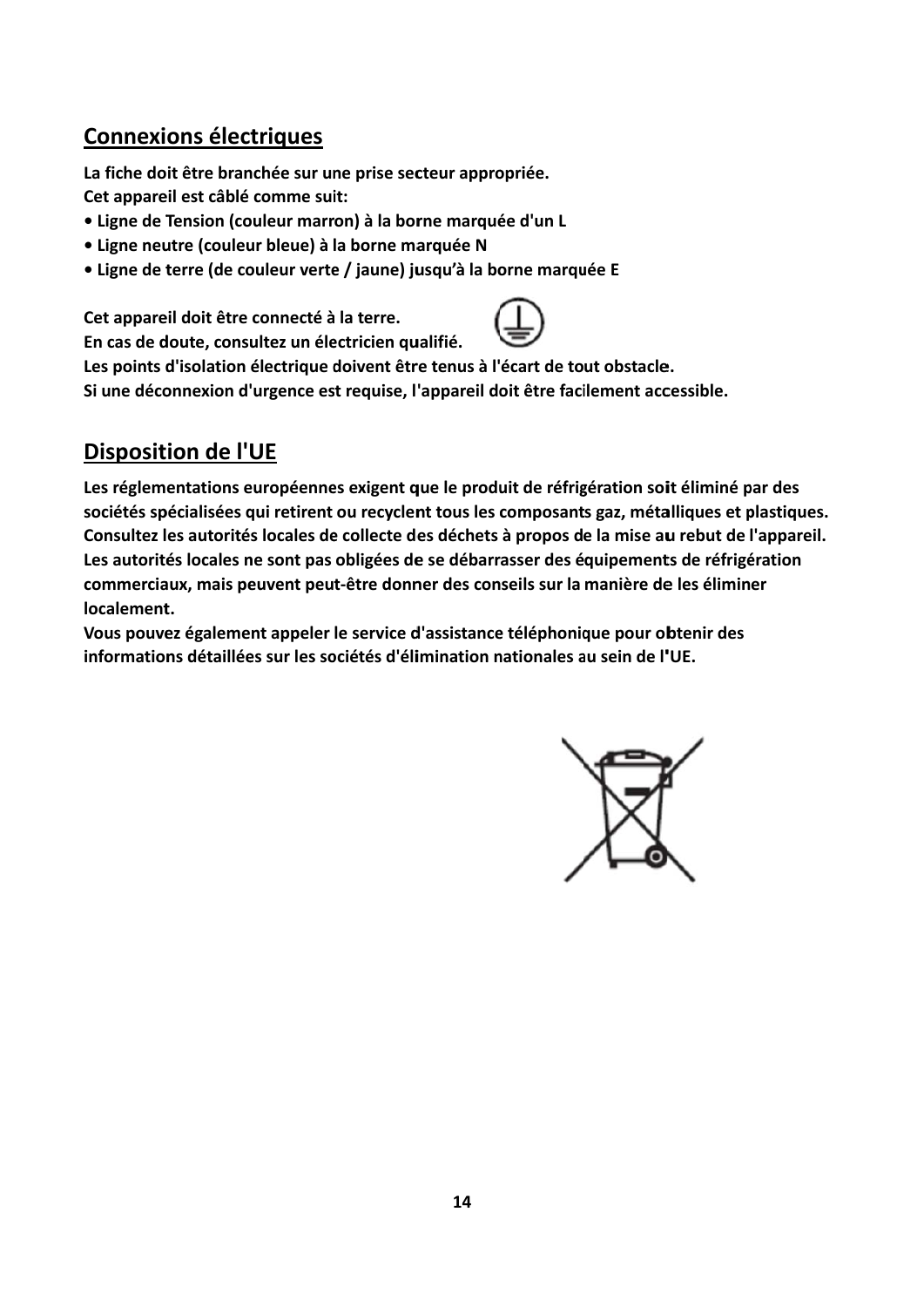## Connexions électriques

**La fiche doit être branchée sur une prise secteur appropriée.**
**Cet appareil est câblé comme suit:**

- **Ligne de Tension (couleur marron) à la borne marquée d'un L**
- **Ligne neutre (couleur bleue) à la borne marquée N**
- **Ligne de terre (de couleur verte / jaune) jusqu'à la borne marquée E**

**Cet appareil doit être connecté à la terre.**
**En cas de doute, consultez un électricien qualifié.**
**Les points d'isolation électrique doivent être tenus à l'écart de tout obstacle.**
**Si une déconnexion d'urgence est requise, l'appareil doit être facilement accessible.**

## Disposition de l'UE

**Les réglementations européennes exigent que le produit de réfrigération soit éliminé par des sociétés spécialisées qui retirent ou recyclent tous les composants gaz, métalliques et plastiques. Consultez les autorités locales de collecte des déchets à propos de la mise au rebut de l'appareil. Les autorités locales ne sont pas obligées de se débarrasser des équipements de réfrigération commerciaux, mais peuvent peut-être donner des conseils sur la manière de les éliminer localement.**
**Vous pouvez également appeler le service d'assistance téléphonique pour obtenir des informations détaillées sur les sociétés d'élimination nationales au sein de l'UE.**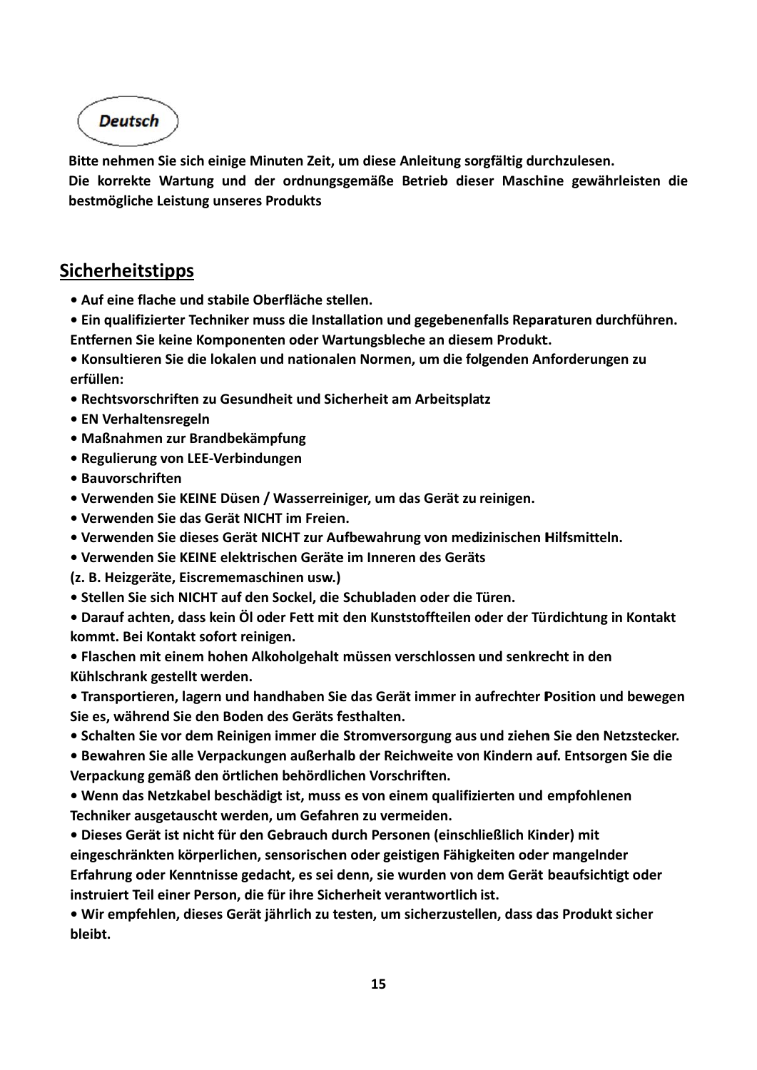**Deutsch**

**Bitte nehmen Sie sich einige Minuten Zeit, um diese Anleitung sorgfältig durchzulesen. Die korrekte Wartung und der ordnungsgemäße Betrieb dieser Maschine gewährleisten die bestmögliche Leistung unseres Produkts**

## Sicherheitstipps

- **Auf eine flache und stabile Oberfläche stellen.**
- **Ein qualifizierter Techniker muss die Installation und gegebenenfalls Reparaturen durchführen. Entfernen Sie keine Komponenten oder Wartungsbleche an diesem Produkt.**
- **Konsultieren Sie die lokalen und nationalen Normen, um die folgenden Anforderungen zu erfüllen:**
- **Rechtsvorschriften zu Gesundheit und Sicherheit am Arbeitsplatz**
- **EN Verhaltensregeln**
- **Maßnahmen zur Brandbekämpfung**
- **Regulierung von LEE-Verbindungen**
- **Bauvorschriften**
- **Verwenden Sie KEINE Düsen / Wasserreiniger, um das Gerät zu reinigen.**
- **Verwenden Sie das Gerät NICHT im Freien.**
- **Verwenden Sie dieses Gerät NICHT zur Aufbewahrung von medizinischen Hilfsmitteln.**
- **Verwenden Sie KEINE elektrischen Geräte im Inneren des Geräts (z. B. Heizgeräte, Eiscrememaschinen usw.)**
- **Stellen Sie sich NICHT auf den Sockel, die Schubladen oder die Türen.**
- **Darauf achten, dass kein Öl oder Fett mit den Kunststoffteilen oder der Türdichtung in Kontakt kommt. Bei Kontakt sofort reinigen.**
- **Flaschen mit einem hohen Alkoholgehalt müssen verschlossen und senkrecht in den Kühlschrank gestellt werden.**
- **Transportieren, lagern und handhaben Sie das Gerät immer in aufrechter Position und bewegen Sie es, während Sie den Boden des Geräts festhalten.**
- **Schalten Sie vor dem Reinigen immer die Stromversorgung aus und ziehen Sie den Netzstecker.**
- **Bewahren Sie alle Verpackungen außerhalb der Reichweite von Kindern auf. Entsorgen Sie die Verpackung gemäß den örtlichen behördlichen Vorschriften.**
- **Wenn das Netzkabel beschädigt ist, muss es von einem qualifizierten und empfohlenen Techniker ausgetauscht werden, um Gefahren zu vermeiden.**
- **Dieses Gerät ist nicht für den Gebrauch durch Personen (einschließlich Kinder) mit eingeschränkten körperlichen, sensorischen oder geistigen Fähigkeiten oder mangelnder Erfahrung oder Kenntnisse gedacht, es sei denn, sie wurden von dem Gerät beaufsichtigt oder instruiert Teil einer Person, die für ihre Sicherheit verantwortlich ist.**
- **Wir empfehlen, dieses Gerät jährlich zu testen, um sicherzustellen, dass das Produkt sicher bleibt.**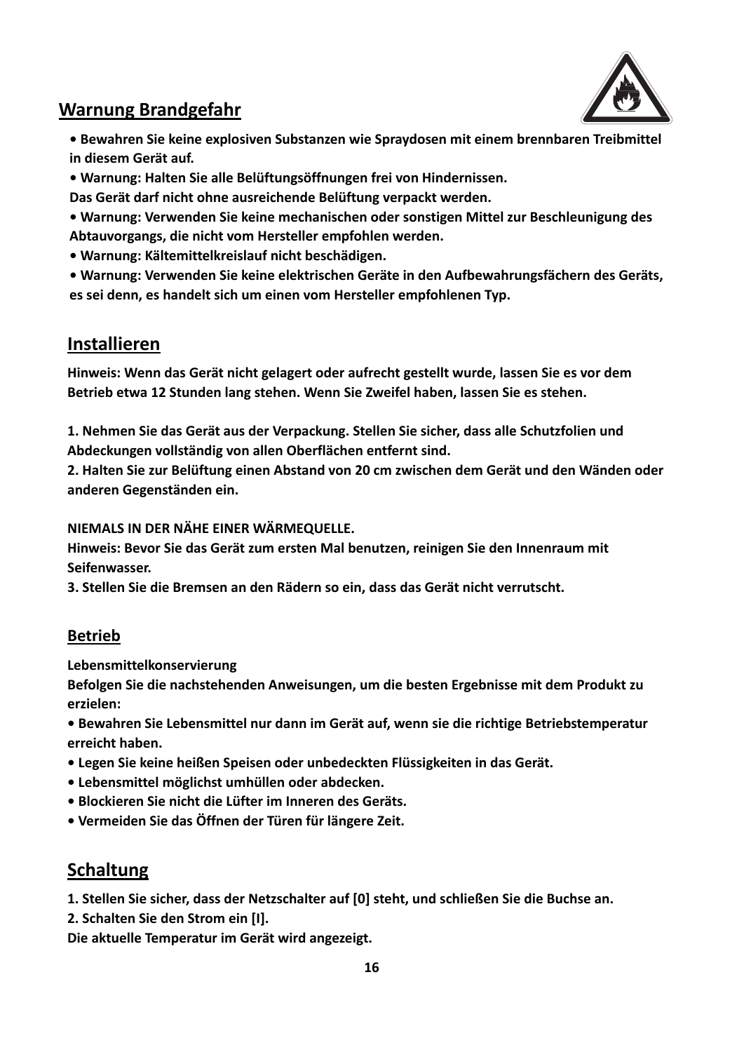## Warnung Brandgefahr

- **Bewahren Sie keine explosiven Substanzen wie Spraydosen mit einem brennbaren Treibmittel in diesem Gerät auf.**
- **Warnung: Halten Sie alle Belüftungsöffnungen frei von Hindernissen. Das Gerät darf nicht ohne ausreichende Belüftung verpackt werden.**
- **Warnung: Verwenden Sie keine mechanischen oder sonstigen Mittel zur Beschleunigung des Abtauvorgangs, die nicht vom Hersteller empfohlen werden.**
- **Warnung: Kältemittelkreislauf nicht beschädigen.**
- **Warnung: Verwenden Sie keine elektrischen Geräte in den Aufbewahrungsfächern des Geräts, es sei denn, es handelt sich um einen vom Hersteller empfohlenen Typ.**

## Installieren

**Hinweis: Wenn das Gerät nicht gelagert oder aufrecht gestellt wurde, lassen Sie es vor dem Betrieb etwa 12 Stunden lang stehen. Wenn Sie Zweifel haben, lassen Sie es stehen.**

**1. Nehmen Sie das Gerät aus der Verpackung. Stellen Sie sicher, dass alle Schutzfolien und Abdeckungen vollständig von allen Oberflächen entfernt sind.**
**2. Halten Sie zur Belüftung einen Abstand von 20 cm zwischen dem Gerät und den Wänden oder anderen Gegenständen ein.**

**NIEMALS IN DER NÄHE EINER WÄRMEQUELLE.**
**Hinweis: Bevor Sie das Gerät zum ersten Mal benutzen, reinigen Sie den Innenraum mit Seifenwasser.**
**3. Stellen Sie die Bremsen an den Rädern so ein, dass das Gerät nicht verrutscht.**

### Betrieb

**Lebensmittelkonservierung**
**Befolgen Sie die nachstehenden Anweisungen, um die besten Ergebnisse mit dem Produkt zu erzielen:**

- **Bewahren Sie Lebensmittel nur dann im Gerät auf, wenn sie die richtige Betriebstemperatur erreicht haben.**
- **Legen Sie keine heißen Speisen oder unbedeckten Flüssigkeiten in das Gerät.**
- **Lebensmittel möglichst umhüllen oder abdecken.**
- **Blockieren Sie nicht die Lüfter im Inneren des Geräts.**
- **Vermeiden Sie das Öffnen der Türen für längere Zeit.**

## Schaltung

**1. Stellen Sie sicher, dass der Netzschalter auf [0] steht, und schließen Sie die Buchse an.**
**2. Schalten Sie den Strom ein [I].**
**Die aktuelle Temperatur im Gerät wird angezeigt.**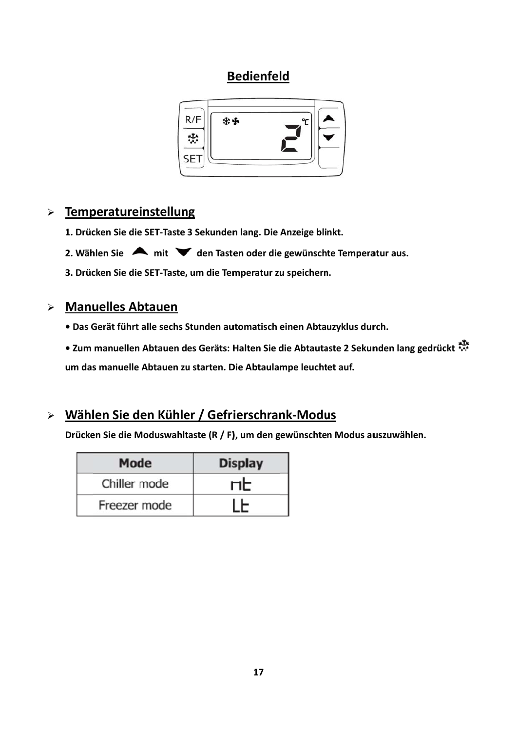# Bedienfeld

## Temperatureinstellung

**1. Drücken Sie die SET-Taste 3 Sekunden lang. Die Anzeige blinkt.**

**2. Wählen Sie ▲ mit ▼ den Tasten oder die gewünschte Temperatur aus.**

**3. Drücken Sie die SET-Taste, um die Temperatur zu speichern.**

## Manuelles Abtauen

- **Das Gerät führt alle sechs Stunden automatisch einen Abtauzyklus durch.**
- **Zum manuellen Abtauen des Geräts: Halten Sie die Abtautaste 2 Sekunden lang gedrückt um das manuelle Abtauen zu starten. Die Abtaulampe leuchtet auf.**

## Wählen Sie den Kühler / Gefrierschrank-Modus

**Drücken Sie die Moduswahltaste (R / F), um den gewünschten Modus auszuwählen.**

| Mode | Display |
| --- | --- |
| Chiller mode | nt |
| Freezer mode | Lt |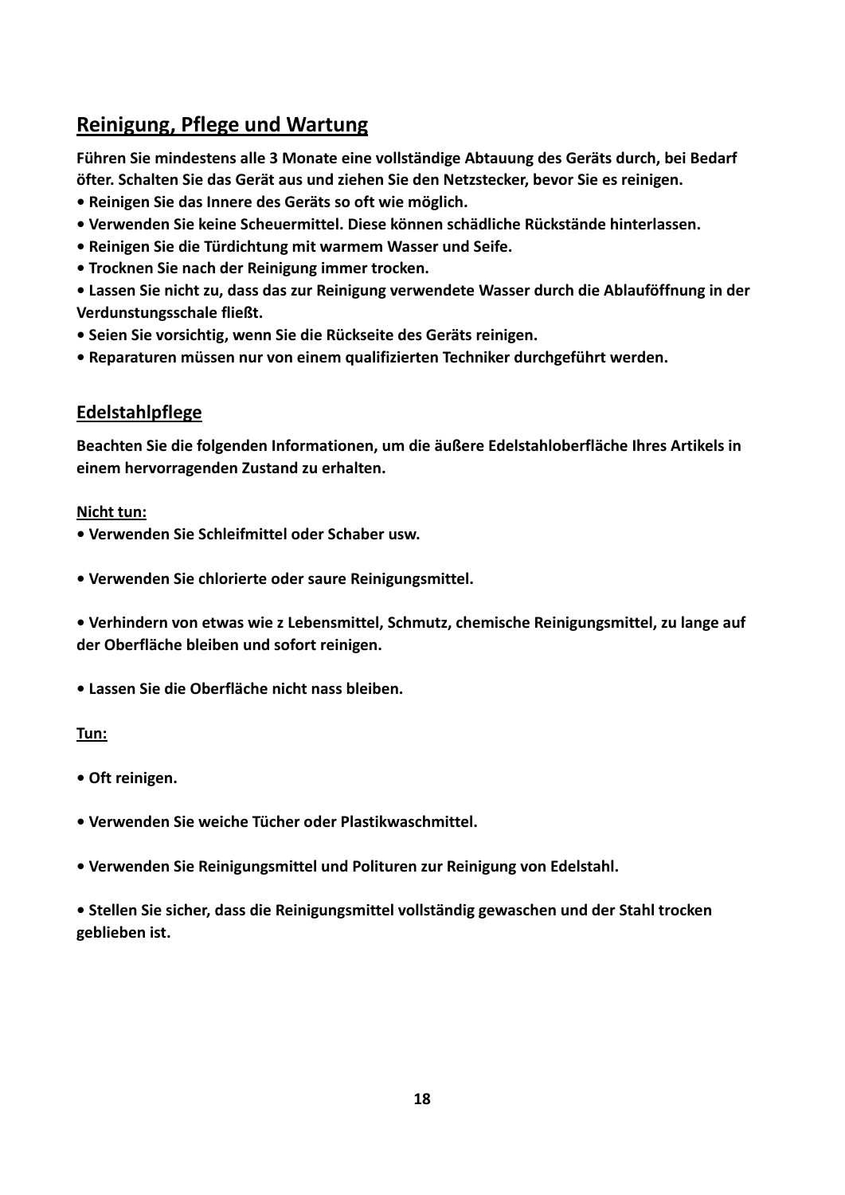## Reinigung, Pflege und Wartung

**Führen Sie mindestens alle 3 Monate eine vollständige Abtauung des Geräts durch, bei Bedarf öfter. Schalten Sie das Gerät aus und ziehen Sie den Netzstecker, bevor Sie es reinigen.**

- **Reinigen Sie das Innere des Geräts so oft wie möglich.**
- **Verwenden Sie keine Scheuermittel. Diese können schädliche Rückstände hinterlassen.**
- **Reinigen Sie die Türdichtung mit warmem Wasser und Seife.**
- **Trocknen Sie nach der Reinigung immer trocken.**
- **Lassen Sie nicht zu, dass das zur Reinigung verwendete Wasser durch die Ablauföffnung in der Verdunstungsschale fließt.**
- **Seien Sie vorsichtig, wenn Sie die Rückseite des Geräts reinigen.**
- **Reparaturen müssen nur von einem qualifizierten Techniker durchgeführt werden.**

## Edelstahlpflege

**Beachten Sie die folgenden Informationen, um die äußere Edelstahloberfläche Ihres Artikels in einem hervorragenden Zustand zu erhalten.**

**Nicht tun:**

- **Verwenden Sie Schleifmittel oder Schaber usw.**
- **Verwenden Sie chlorierte oder saure Reinigungsmittel.**
- **Verhindern von etwas wie z Lebensmittel, Schmutz, chemische Reinigungsmittel, zu lange auf der Oberfläche bleiben und sofort reinigen.**
- **Lassen Sie die Oberfläche nicht nass bleiben.**

**Tun:**

- **Oft reinigen.**
- **Verwenden Sie weiche Tücher oder Plastikwaschmittel.**
- **Verwenden Sie Reinigungsmittel und Polituren zur Reinigung von Edelstahl.**
- **Stellen Sie sicher, dass die Reinigungsmittel vollständig gewaschen und der Stahl trocken geblieben ist.**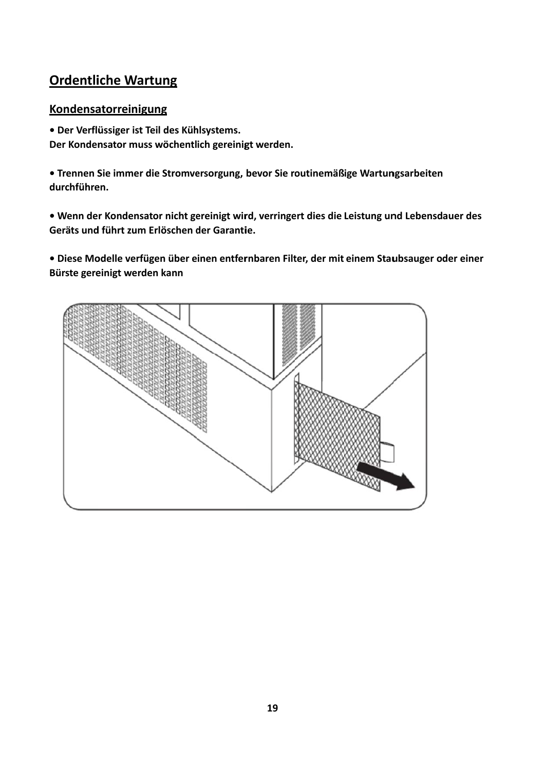# Ordentliche Wartung

## Kondensatorreinigung

**• Der Verflüssiger ist Teil des Kühlsystems.**
**Der Kondensator muss wöchentlich gereinigt werden.**

**• Trennen Sie immer die Stromversorgung, bevor Sie routinemäßige Wartungsarbeiten durchführen.**

**• Wenn der Kondensator nicht gereinigt wird, verringert dies die Leistung und Lebensdauer des Geräts und führt zum Erlöschen der Garantie.**

**• Diese Modelle verfügen über einen entfernbaren Filter, der mit einem Staubsauger oder einer Bürste gereinigt werden kann**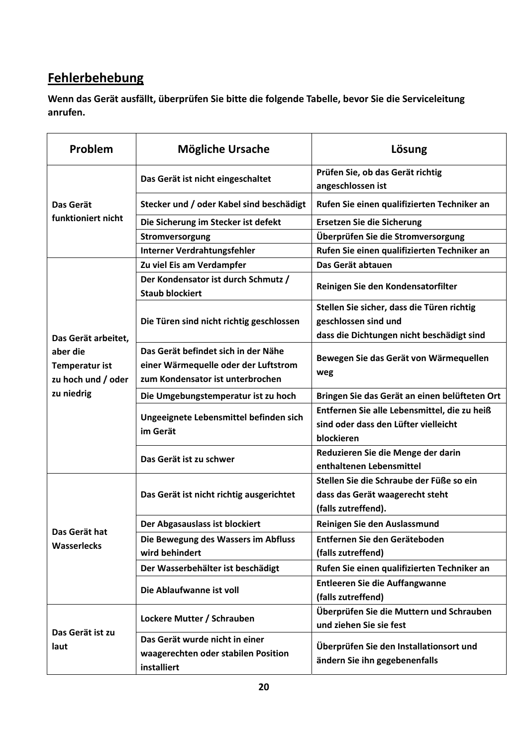## Fehlerbehebung

**Wenn das Gerät ausfällt, überprüfen Sie bitte die folgende Tabelle, bevor Sie die Serviceleitung anrufen.**

| Problem | Mögliche Ursache | Lösung |
|---|---|---|
| **Das Gerät funktioniert nicht** | **Das Gerät ist nicht eingeschaltet** | **Prüfen Sie, ob das Gerät richtig angeschlossen ist** |
| | **Stecker und / oder Kabel sind beschädigt** | **Rufen Sie einen qualifizierten Techniker an** |
| | **Die Sicherung im Stecker ist defekt** | **Ersetzen Sie die Sicherung** |
| | **Stromversorgung** | **Überprüfen Sie die Stromversorgung** |
| | **Interner Verdrahtungsfehler** | **Rufen Sie einen qualifizierten Techniker an** |
| **Das Gerät arbeitet, aber die Temperatur ist zu hoch und / oder zu niedrig** | **Zu viel Eis am Verdampfer** | **Das Gerät abtauen** |
| | **Der Kondensator ist durch Schmutz / Staub blockiert** | **Reinigen Sie den Kondensatorfilter** |
| | **Die Türen sind nicht richtig geschlossen** | **Stellen Sie sicher, dass die Türen richtig geschlossen sind und dass die Dichtungen nicht beschädigt sind** |
| | **Das Gerät befindet sich in der Nähe einer Wärmequelle oder der Luftstrom zum Kondensator ist unterbrochen** | **Bewegen Sie das Gerät von Wärmequellen weg** |
| | **Die Umgebungstemperatur ist zu hoch** | **Bringen Sie das Gerät an einen belüfteten Ort** |
| | **Ungeeignete Lebensmittel befinden sich im Gerät** | **Entfernen Sie alle Lebensmittel, die zu heiß sind oder dass den Lüfter vielleicht blockieren** |
| | **Das Gerät ist zu schwer** | **Reduzieren Sie die Menge der darin enthaltenen Lebensmittel** |
| **Das Gerät hat Wasserlecks** | **Das Gerät ist nicht richtig ausgerichtet** | **Stellen Sie die Schraube der Füße so ein dass das Gerät waagerecht steht (falls zutreffend).** |
| | **Der Abgasauslass ist blockiert** | **Reinigen Sie den Auslassmund** |
| | **Die Bewegung des Wassers im Abfluss wird behindert** | **Entfernen Sie den Geräteboden (falls zutreffend)** |
| | **Der Wasserbehälter ist beschädigt** | **Rufen Sie einen qualifizierten Techniker an** |
| | **Die Ablaufwanne ist voll** | **Entleeren Sie die Auffangwanne (falls zutreffend)** |
| **Das Gerät ist zu laut** | **Lockere Mutter / Schrauben** | **Überprüfen Sie die Muttern und Schrauben und ziehen Sie sie fest** |
| | **Das Gerät wurde nicht in einer waagerechten oder stabilen Position installiert** | **Überprüfen Sie den Installationsort und ändern Sie ihn gegebenenfalls** |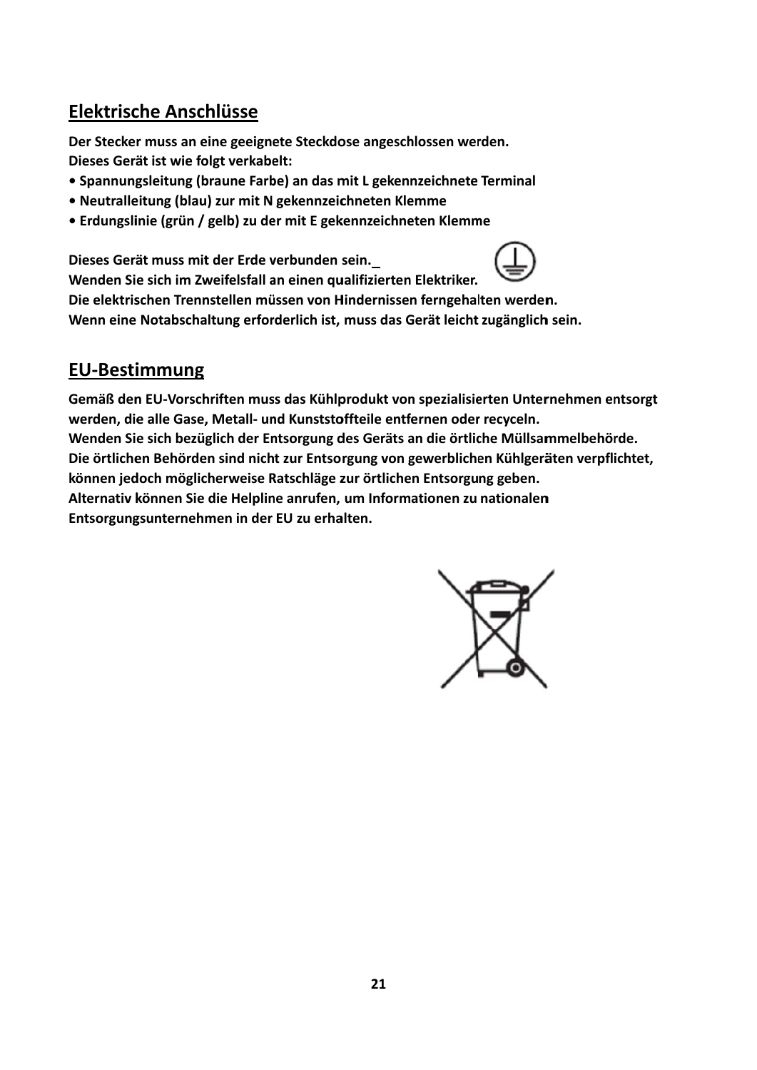## Elektrische Anschlüsse

**Der Stecker muss an eine geeignete Steckdose angeschlossen werden.**
**Dieses Gerät ist wie folgt verkabelt:**

- **Spannungsleitung (braune Farbe) an das mit L gekennzeichnete Terminal**
- **Neutralleitung (blau) zur mit N gekennzeichneten Klemme**
- **Erdungslinie (grün / gelb) zu der mit E gekennzeichneten Klemme**

**Dieses Gerät muss mit der Erde verbunden sein.**
**Wenden Sie sich im Zweifelsfall an einen qualifizierten Elektriker.**
**Die elektrischen Trennstellen müssen von Hindernissen ferngehalten werden.**
**Wenn eine Notabschaltung erforderlich ist, muss das Gerät leicht zugänglich sein.**

## EU-Bestimmung

**Gemäß den EU-Vorschriften muss das Kühlprodukt von spezialisierten Unternehmen entsorgt werden, die alle Gase, Metall- und Kunststoffteile entfernen oder recyceln.**
**Wenden Sie sich bezüglich der Entsorgung des Geräts an die örtliche Müllsammelbehörde.**
**Die örtlichen Behörden sind nicht zur Entsorgung von gewerblichen Kühlgeräten verpflichtet, können jedoch möglicherweise Ratschläge zur örtlichen Entsorgung geben.**
**Alternativ können Sie die Helpline anrufen, um Informationen zu nationalen Entsorgungsunternehmen in der EU zu erhalten.**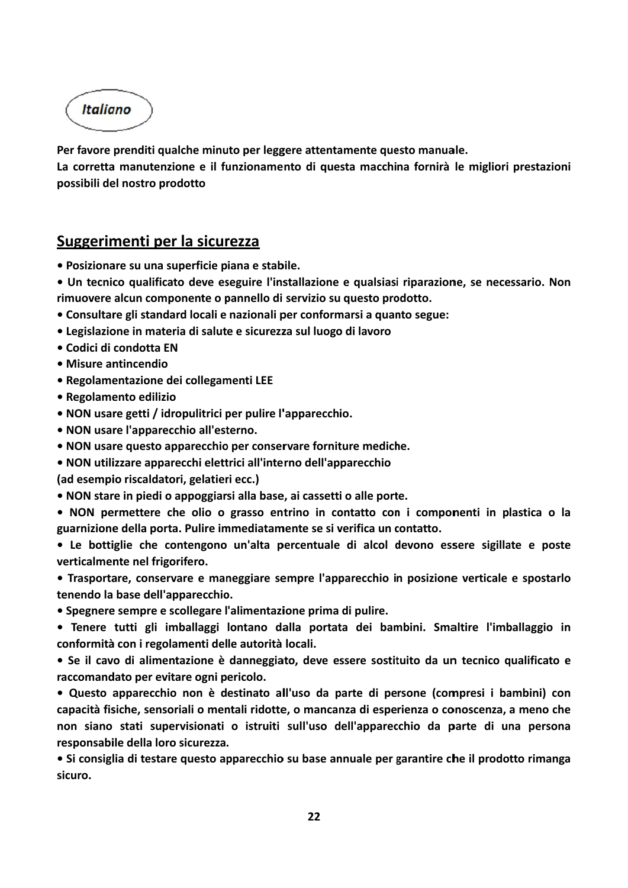*Italiano*

**Per favore prenditi qualche minuto per leggere attentamente questo manuale.**
**La corretta manutenzione e il funzionamento di questa macchina fornirà le migliori prestazioni possibili del nostro prodotto**

## Suggerimenti per la sicurezza

- **Posizionare su una superficie piana e stabile.**
- **Un tecnico qualificato deve eseguire l'installazione e qualsiasi riparazione, se necessario. Non rimuovere alcun componente o pannello di servizio su questo prodotto.**
- **Consultare gli standard locali e nazionali per conformarsi a quanto segue:**
- **Legislazione in materia di salute e sicurezza sul luogo di lavoro**
- **Codici di condotta EN**
- **Misure antincendio**
- **Regolamentazione dei collegamenti LEE**
- **Regolamento edilizio**
- **NON usare getti / idropulitrici per pulire l'apparecchio.**
- **NON usare l'apparecchio all'esterno.**
- **NON usare questo apparecchio per conservare forniture mediche.**
- **NON utilizzare apparecchi elettrici all'interno dell'apparecchio (ad esempio riscaldatori, gelatieri ecc.)**
- **NON stare in piedi o appoggiarsi alla base, ai cassetti o alle porte.**
- **NON permettere che olio o grasso entrino in contatto con i componenti in plastica o la guarnizione della porta. Pulire immediatamente se si verifica un contatto.**
- **Le bottiglie che contengono un'alta percentuale di alcol devono essere sigillate e poste verticalmente nel frigorifero.**
- **Trasportare, conservare e maneggiare sempre l'apparecchio in posizione verticale e spostarlo tenendo la base dell'apparecchio.**
- **Spegnere sempre e scollegare l'alimentazione prima di pulire.**
- **Tenere tutti gli imballaggi lontano dalla portata dei bambini. Smaltire l'imballaggio in conformità con i regolamenti delle autorità locali.**
- **Se il cavo di alimentazione è danneggiato, deve essere sostituito da un tecnico qualificato e raccomandato per evitare ogni pericolo.**
- **Questo apparecchio non è destinato all'uso da parte di persone (compresi i bambini) con capacità fisiche, sensoriali o mentali ridotte, o mancanza di esperienza o conoscenza, a meno che non siano stati supervisionati o istruiti sull'uso dell'apparecchio da parte di una persona responsabile della loro sicurezza.**
- **Si consiglia di testare questo apparecchio su base annuale per garantire che il prodotto rimanga sicuro.**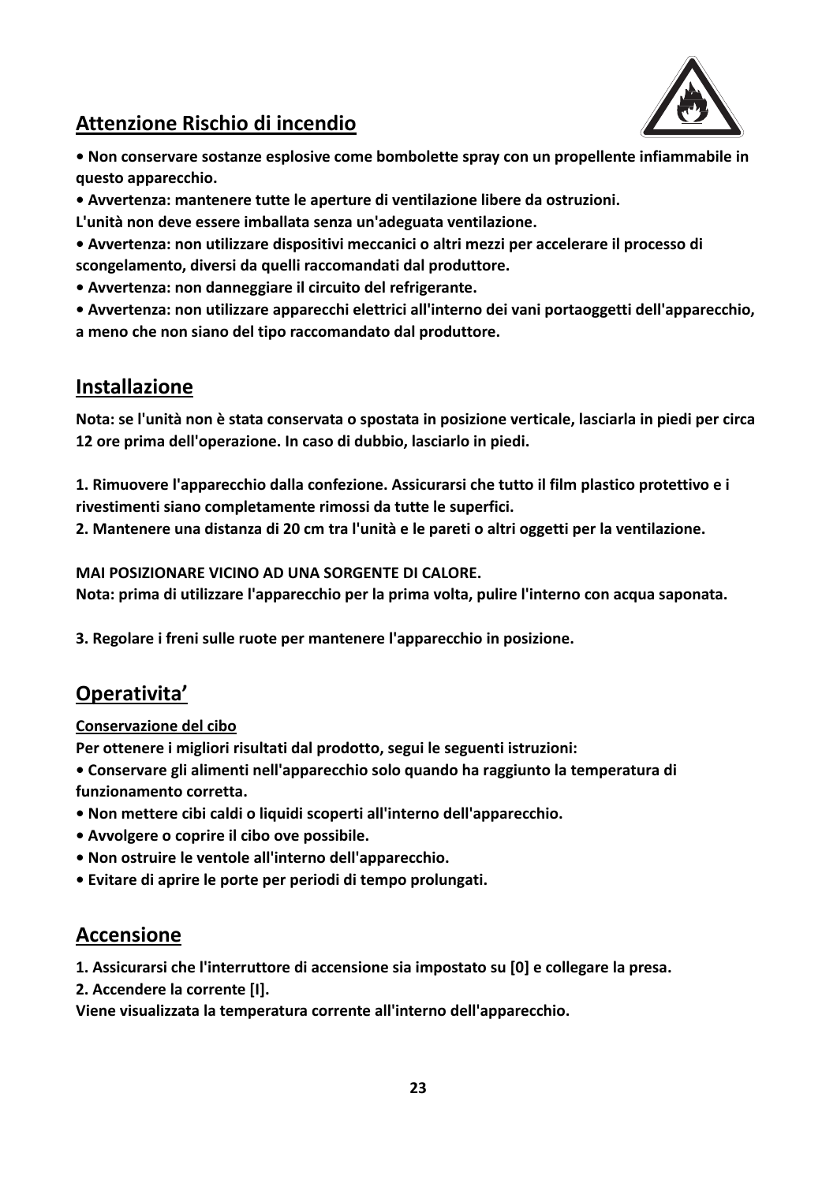## Attenzione Rischio di incendio

**• Non conservare sostanze esplosive come bombolette spray con un propellente infiammabile in questo apparecchio.**

**• Avvertenza: mantenere tutte le aperture di ventilazione libere da ostruzioni.**

**L'unità non deve essere imballata senza un'adeguata ventilazione.**

**• Avvertenza: non utilizzare dispositivi meccanici o altri mezzi per accelerare il processo di scongelamento, diversi da quelli raccomandati dal produttore.**

**• Avvertenza: non danneggiare il circuito del refrigerante.**

**• Avvertenza: non utilizzare apparecchi elettrici all'interno dei vani portaoggetti dell'apparecchio, a meno che non siano del tipo raccomandato dal produttore.**

## Installazione

**Nota: se l'unità non è stata conservata o spostata in posizione verticale, lasciarla in piedi per circa 12 ore prima dell'operazione. In caso di dubbio, lasciarlo in piedi.**

**1. Rimuovere l'apparecchio dalla confezione. Assicurarsi che tutto il film plastico protettivo e i rivestimenti siano completamente rimossi da tutte le superfici.**

**2. Mantenere una distanza di 20 cm tra l'unità e le pareti o altri oggetti per la ventilazione.**

**MAI POSIZIONARE VICINO AD UNA SORGENTE DI CALORE.**

**Nota: prima di utilizzare l'apparecchio per la prima volta, pulire l'interno con acqua saponata.**

**3. Regolare i freni sulle ruote per mantenere l'apparecchio in posizione.**

## Operativita'

**Conservazione del cibo**

**Per ottenere i migliori risultati dal prodotto, segui le seguenti istruzioni:**

**• Conservare gli alimenti nell'apparecchio solo quando ha raggiunto la temperatura di funzionamento corretta.**

**• Non mettere cibi caldi o liquidi scoperti all'interno dell'apparecchio.**

**• Avvolgere o coprire il cibo ove possibile.**

**• Non ostruire le ventole all'interno dell'apparecchio.**

**• Evitare di aprire le porte per periodi di tempo prolungati.**

## Accensione

**1. Assicurarsi che l'interruttore di accensione sia impostato su [0] e collegare la presa.**

**2. Accendere la corrente [I].**

**Viene visualizzata la temperatura corrente all'interno dell'apparecchio.**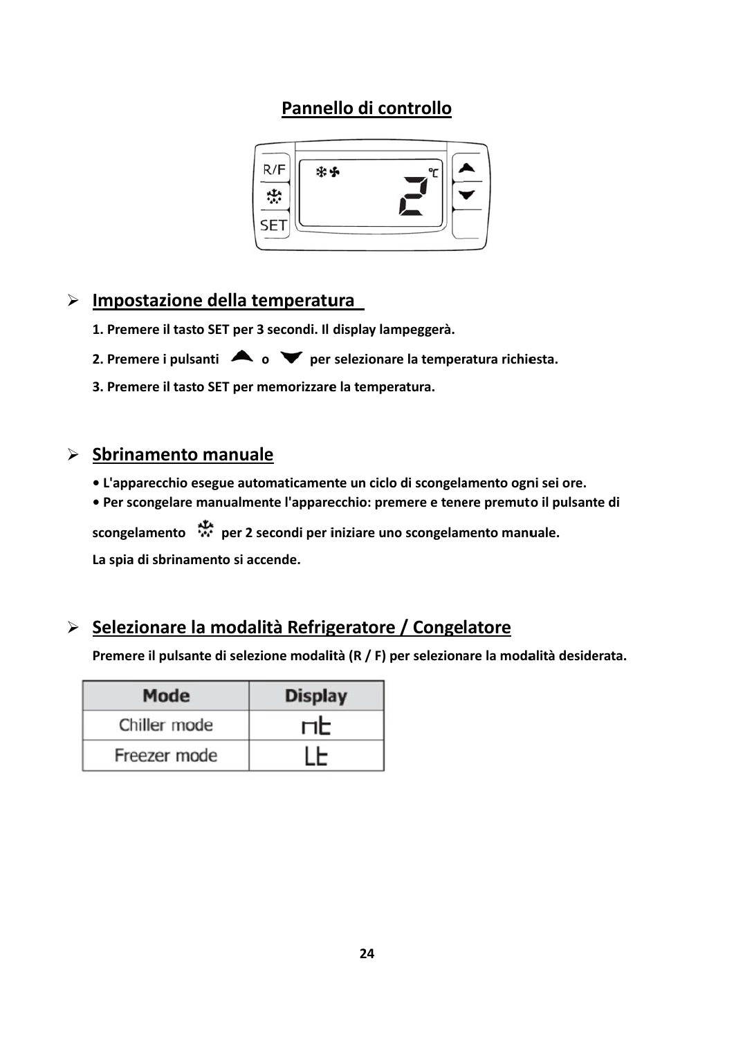## Pannello di controllo

- ## Impostazione della temperatura

  **1. Premere il tasto SET per 3 secondi. Il display lampeggerà.**

  **2. Premere i pulsanti ▲ o ▼ per selezionare la temperatura richiesta.**

  **3. Premere il tasto SET per memorizzare la temperatura.**

- ## Sbrinamento manuale

  **• L'apparecchio esegue automaticamente un ciclo di scongelamento ogni sei ore.**
  **• Per scongelare manualmente l'apparecchio: premere e tenere premuto il pulsante di scongelamento per 2 secondi per iniziare uno scongelamento manuale.**

  **La spia di sbrinamento si accende.**

- ## Selezionare la modalità Refrigeratore / Congelatore

  **Premere il pulsante di selezione modalità (R / F) per selezionare la modalità desiderata.**

| Mode | Display |
|---|---|
| Chiller mode | nt |
| Freezer mode | Lt |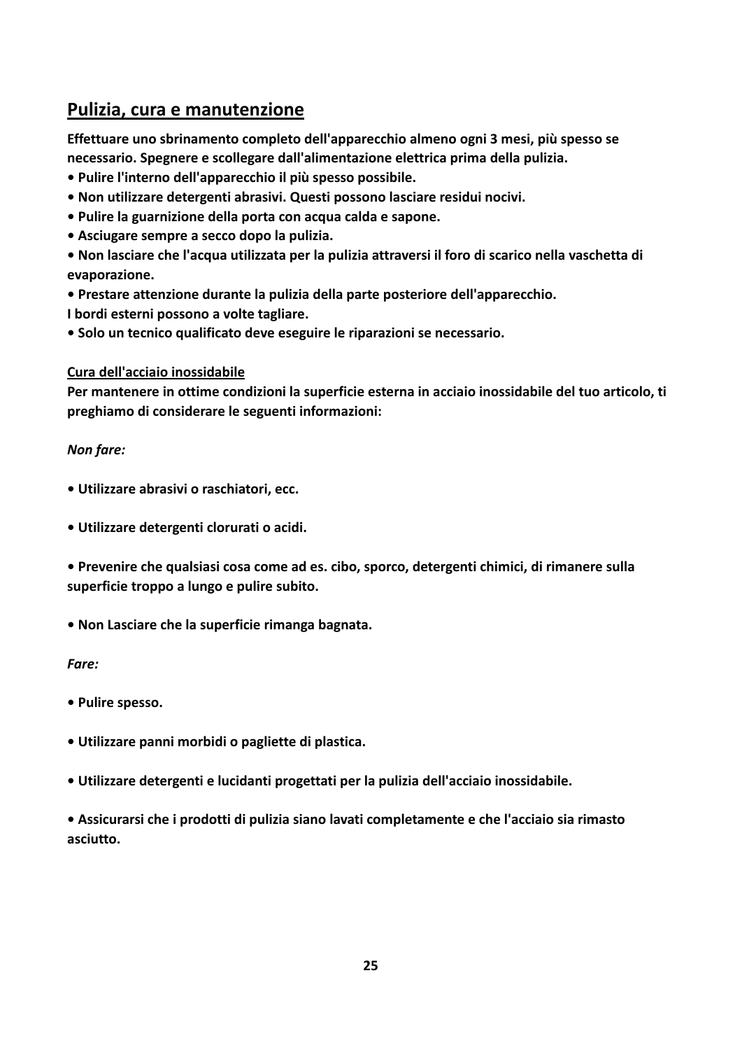## Pulizia, cura e manutenzione

**Effettuare uno sbrinamento completo dell'apparecchio almeno ogni 3 mesi, più spesso se necessario. Spegnere e scollegare dall'alimentazione elettrica prima della pulizia.**

- **Pulire l'interno dell'apparecchio il più spesso possibile.**
- **Non utilizzare detergenti abrasivi. Questi possono lasciare residui nocivi.**
- **Pulire la guarnizione della porta con acqua calda e sapone.**
- **Asciugare sempre a secco dopo la pulizia.**
- **Non lasciare che l'acqua utilizzata per la pulizia attraversi il foro di scarico nella vaschetta di evaporazione.**
- **Prestare attenzione durante la pulizia della parte posteriore dell'apparecchio.**

**I bordi esterni possono a volte tagliare.**

- **Solo un tecnico qualificato deve eseguire le riparazioni se necessario.**

**Cura dell'acciaio inossidabile**

**Per mantenere in ottime condizioni la superficie esterna in acciaio inossidabile del tuo articolo, ti preghiamo di considerare le seguenti informazioni:**

*Non fare:*

- **Utilizzare abrasivi o raschiatori, ecc.**
- **Utilizzare detergenti clorurati o acidi.**
- **Prevenire che qualsiasi cosa come ad es. cibo, sporco, detergenti chimici, di rimanere sulla superficie troppo a lungo e pulire subito.**
- **Non Lasciare che la superficie rimanga bagnata.**

*Fare:*

- **Pulire spesso.**
- **Utilizzare panni morbidi o pagliette di plastica.**
- **Utilizzare detergenti e lucidanti progettati per la pulizia dell'acciaio inossidabile.**
- **Assicurarsi che i prodotti di pulizia siano lavati completamente e che l'acciaio sia rimasto asciutto.**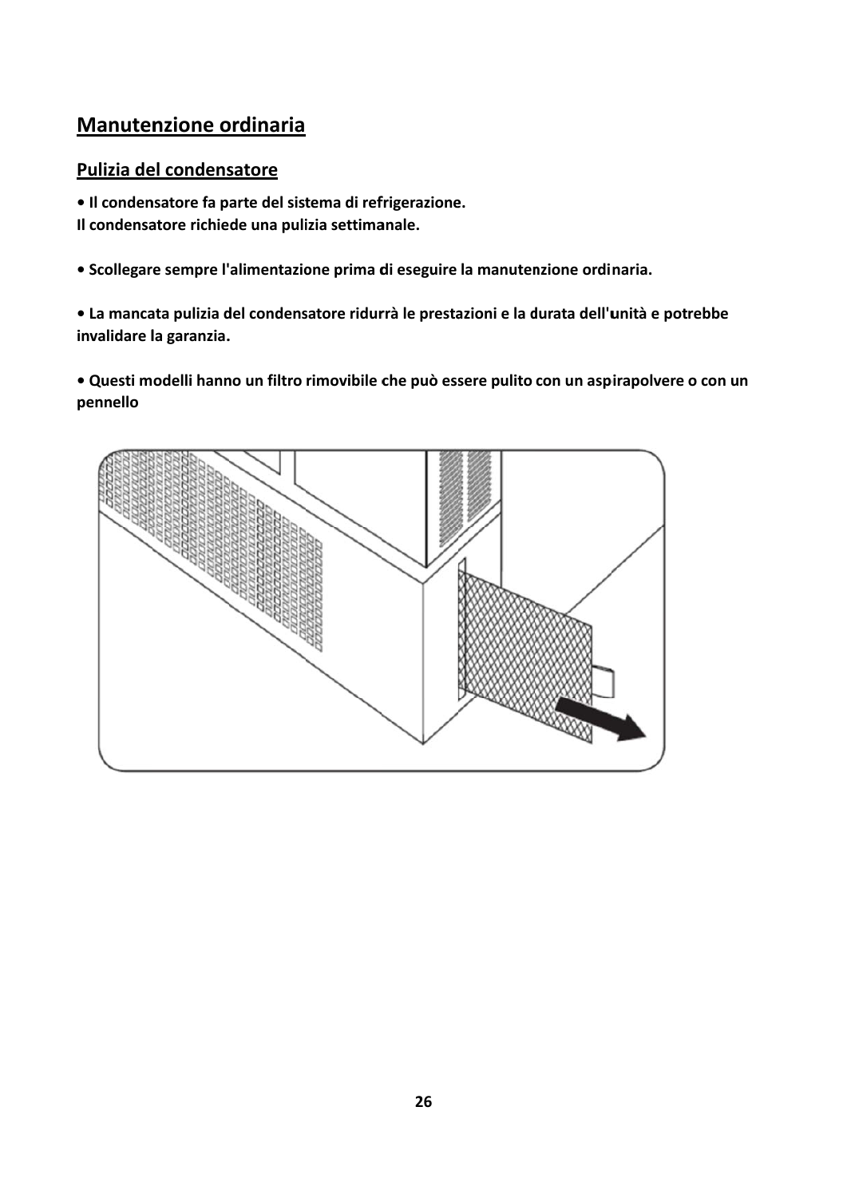## Manutenzione ordinaria

### Pulizia del condensatore

**• Il condensatore fa parte del sistema di refrigerazione.**
**Il condensatore richiede una pulizia settimanale.**

**• Scollegare sempre l'alimentazione prima di eseguire la manutenzione ordinaria.**

**• La mancata pulizia del condensatore ridurrà le prestazioni e la durata dell'unità e potrebbe invalidare la garanzia.**

**• Questi modelli hanno un filtro rimovibile che può essere pulito con un aspirapolvere o con un pennello**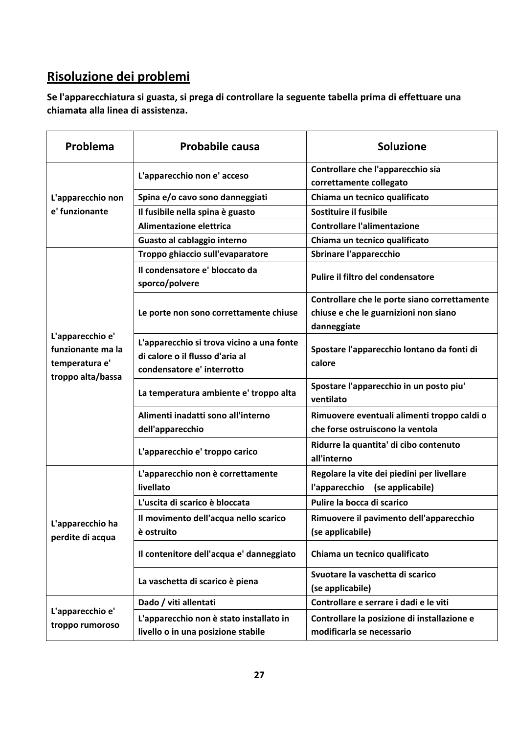## Risoluzione dei problemi

**Se l'apparecchiatura si guasta, si prega di controllare la seguente tabella prima di effettuare una chiamata alla linea di assistenza.**

| Problema | Probabile causa | Soluzione |
|---|---|---|
| L'apparecchio non e' funzionante | L'apparecchio non e' acceso | Controllare che l'apparecchio sia correttamente collegato |
| | Spina e/o cavo sono danneggiati | Chiama un tecnico qualificato |
| | Il fusibile nella spina è guasto | Sostituire il fusibile |
| | Alimentazione elettrica | Controllare l'alimentazione |
| | Guasto al cablaggio interno | Chiama un tecnico qualificato |
| L'apparecchio e' funzionante ma la temperatura e' troppo alta/bassa | Troppo ghiaccio sull'evaporatore | Sbrinare l'apparecchio |
| | Il condensatore e' bloccato da sporco/polvere | Pulire il filtro del condensatore |
| | Le porte non sono correttamente chiuse | Controllare che le porte siano correttamente chiuse e che le guarnizioni non siano danneggiate |
| | L'apparecchio si trova vicino a una fonte di calore o il flusso d'aria al condensatore e' interrotto | Spostare l'apparecchio lontano da fonti di calore |
| | La temperatura ambiente e' troppo alta | Spostare l'apparecchio in un posto piu' ventilato |
| | Alimenti inadatti sono all'interno dell'apparecchio | Rimuovere eventuali alimenti troppo caldi o che forse ostruiscono la ventola |
| | L'apparecchio e' troppo carico | Ridurre la quantita' di cibo contenuto all'interno |
| L'apparecchio ha perdite di acqua | L'apparecchio non è correttamente livellato | Regolare la vite dei piedini per livellare l'apparecchio (se applicabile) |
| | L'uscita di scarico è bloccata | Pulire la bocca di scarico |
| | Il movimento dell'acqua nello scarico è ostruito | Rimuovere il pavimento dell'apparecchio (se applicabile) |
| | Il contenitore dell'acqua e' danneggiato | Chiama un tecnico qualificato |
| | La vaschetta di scarico è piena | Svuotare la vaschetta di scarico (se applicabile) |
| L'apparecchio e' troppo rumoroso | Dado / viti allentati | Controllare e serrare i dadi e le viti |
| | L'apparecchio non è stato installato in livello o in una posizione stabile | Controllare la posizione di installazione e modificarla se necessario |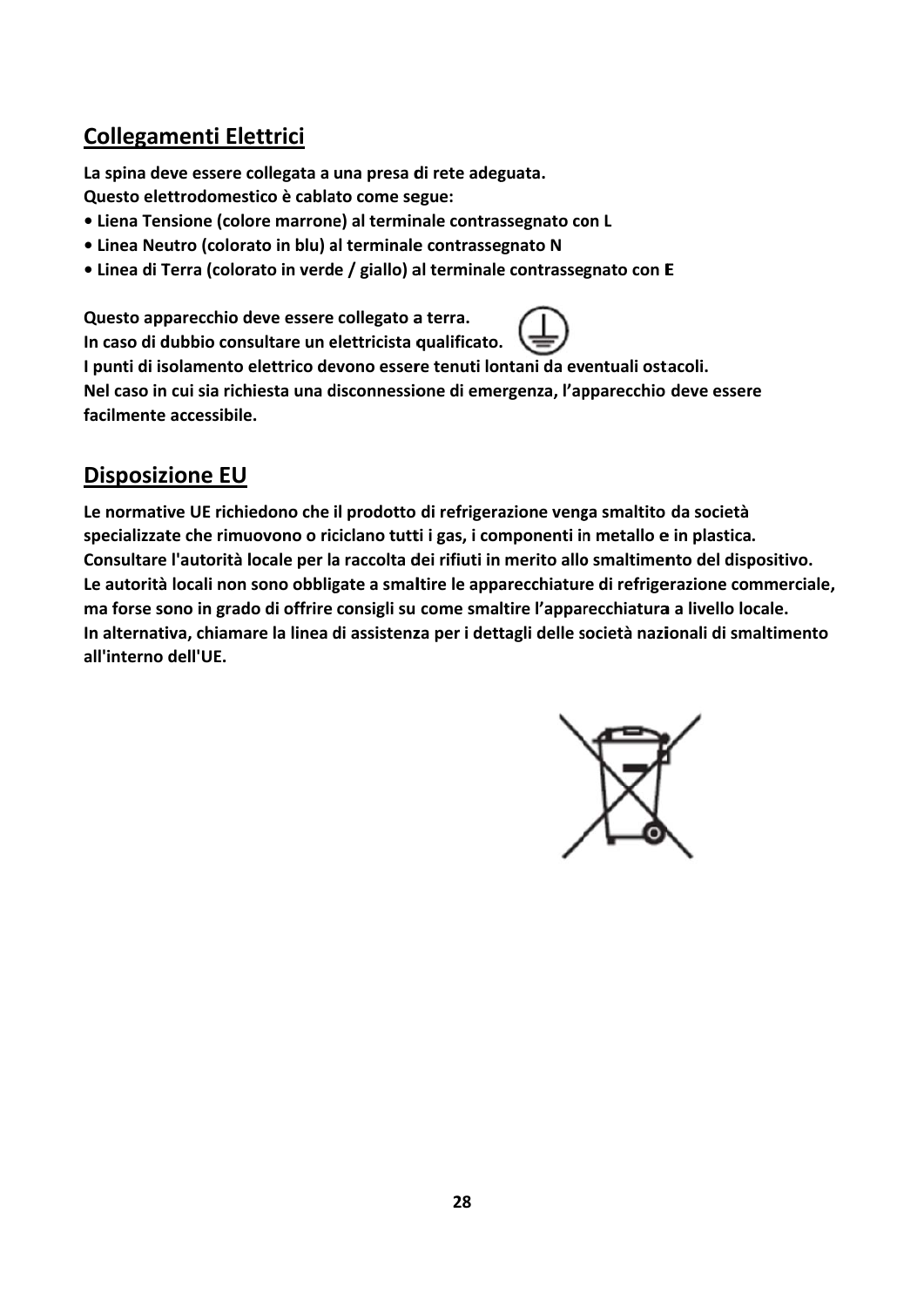## Collegamenti Elettrici

**La spina deve essere collegata a una presa di rete adeguata.**
**Questo elettrodomestico è cablato come segue:**

- **Liena Tensione (colore marrone) al terminale contrassegnato con L**
- **Linea Neutro (colorato in blu) al terminale contrassegnato N**
- **Linea di Terra (colorato in verde / giallo) al terminale contrassegnato con E**

**Questo apparecchio deve essere collegato a terra.**
**In caso di dubbio consultare un elettricista qualificato.**
**I punti di isolamento elettrico devono essere tenuti lontani da eventuali ostacoli.**
**Nel caso in cui sia richiesta una disconnessione di emergenza, l'apparecchio deve essere facilmente accessibile.**

## Disposizione EU

**Le normative UE richiedono che il prodotto di refrigerazione venga smaltito da società specializzate che rimuovono o riciclano tutti i gas, i componenti in metallo e in plastica.**
**Consultare l'autorità locale per la raccolta dei rifiuti in merito allo smaltimento del dispositivo.**
**Le autorità locali non sono obbligate a smaltire le apparecchiature di refrigerazione commerciale, ma forse sono in grado di offrire consigli su come smaltire l'apparecchiatura a livello locale.**
**In alternativa, chiamare la linea di assistenza per i dettagli delle società nazionali di smaltimento all'interno dell'UE.**